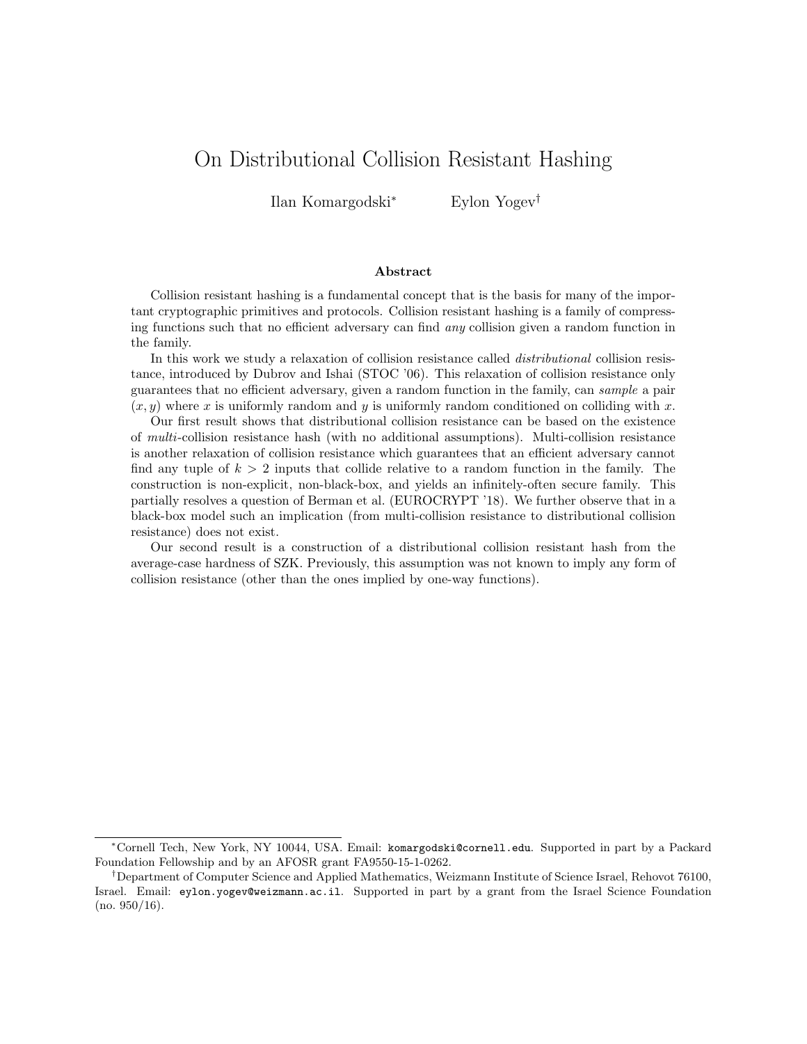# On Distributional Collision Resistant Hashing

Ilan Komargodski[*] Eylon Yogev[†]

## Abstract

Collision resistant hashing is a fundamental concept that is the basis for many of the important cryptographic primitives and protocols. Collision resistant hashing is a family of compressing functions such that no efficient adversary can find *any* collision given a random function in the family.

In this work we study a relaxation of collision resistance called *distributional* collision resistance, introduced by Dubrov and Ishai (STOC '06). This relaxation of collision resistance only guarantees that no efficient adversary, given a random function in the family, can *sample* a pair $(x, y)$ where $x$ is uniformly random and $y$ is uniformly random conditioned on colliding with $x$.

Our first result shows that distributional collision resistance can be based on the existence of *multi*-collision resistance hash (with no additional assumptions). Multi-collision resistance is another relaxation of collision resistance which guarantees that an efficient adversary cannot find any tuple of $k > 2$ inputs that collide relative to a random function in the family. The construction is non-explicit, non-black-box, and yields an infinitely-often secure family. This partially resolves a question of Berman et al. (EUROCRYPT '18). We further observe that in a black-box model such an implication (from multi-collision resistance to distributional collision resistance) does not exist.

Our second result is a construction of a distributional collision resistant hash from the average-case hardness of SZK. Previously, this assumption was not known to imply any form of collision resistance (other than the ones implied by one-way functions).

---

[*] Cornell Tech, New York, NY 10044, USA. Email: komargodski@cornell.edu. Supported in part by a Packard Foundation Fellowship and by an AFOSR grant FA9550-15-1-0262.

[†] Department of Computer Science and Applied Mathematics, Weizmann Institute of Science Israel, Rehovot 76100, Israel. Email: eylon.yogev@weizmann.ac.il. Supported in part by a grant from the Israel Science Foundation (no. 950/16).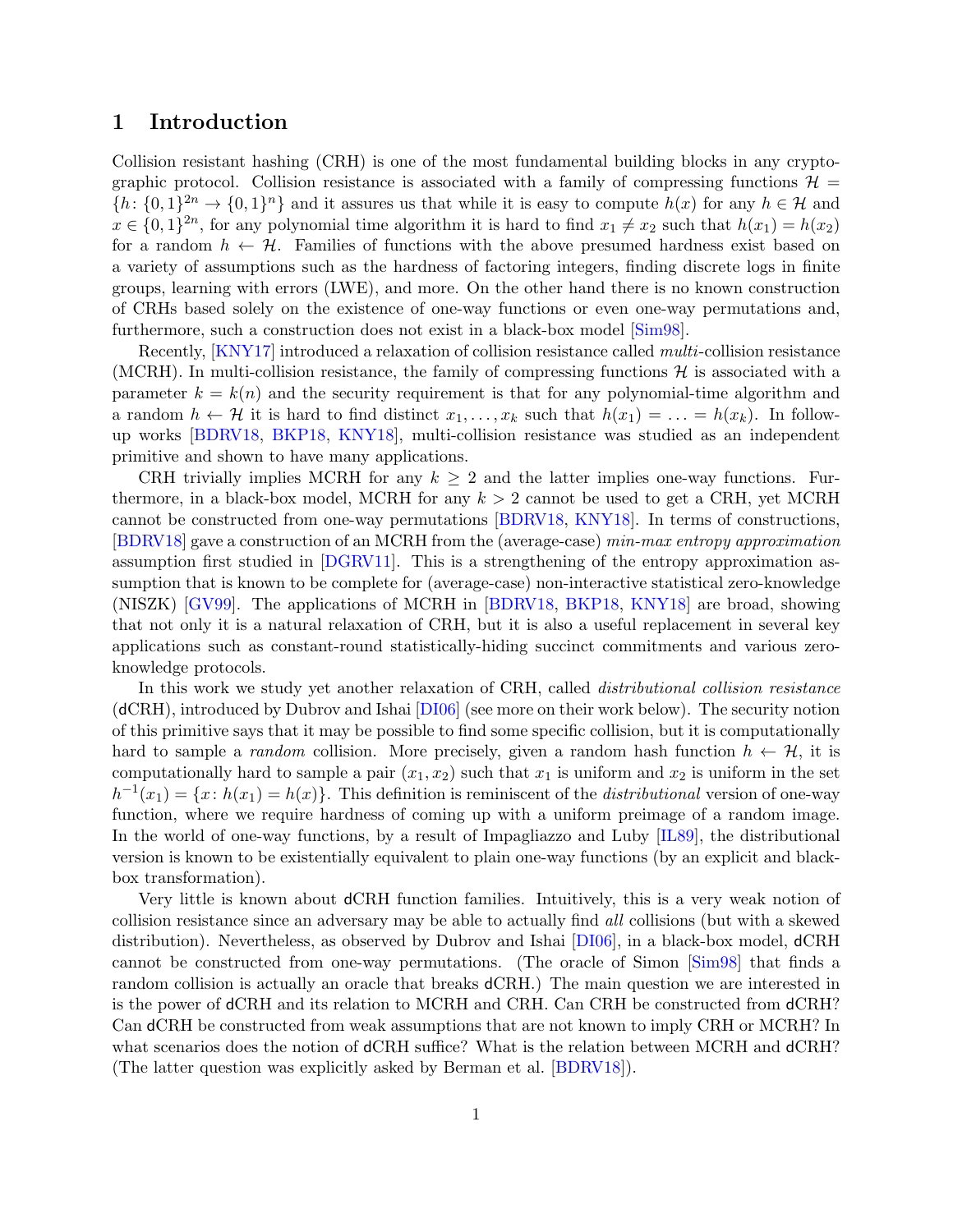# 1 Introduction

Collision resistant hashing (CRH) is one of the most fundamental building blocks in any cryptographic protocol. Collision resistance is associated with a family of compressing functions $\mathcal{H} = \{h: \{0,1\}^{2n} \to \{0,1\}^n\}$ and it assures us that while it is easy to compute $h(x)$ for any $h \in \mathcal{H}$ and $x \in \{0,1\}^{2n}$, for any polynomial time algorithm it is hard to find $x_1 \neq x_2$ such that $h(x_1) = h(x_2)$ for a random $h \leftarrow \mathcal{H}$. Families of functions with the above presumed hardness exist based on a variety of assumptions such as the hardness of factoring integers, finding discrete logs in finite groups, learning with errors (LWE), and more. On the other hand there is no known construction of CRHs based solely on the existence of one-way functions or even one-way permutations and, furthermore, such a construction does not exist in a black-box model [Sim98].

Recently, [KNY17] introduced a relaxation of collision resistance called *multi*-collision resistance (MCRH). In multi-collision resistance, the family of compressing functions $\mathcal{H}$ is associated with a parameter $k = k(n)$ and the security requirement is that for any polynomial-time algorithm and a random $h \leftarrow \mathcal{H}$ it is hard to find distinct $x_1, \ldots, x_k$ such that $h(x_1) = \ldots = h(x_k)$. In follow-up works [BDRV18, BKP18, KNY18], multi-collision resistance was studied as an independent primitive and shown to have many applications.

CRH trivially implies MCRH for any $k \geq 2$ and the latter implies one-way functions. Furthermore, in a black-box model, MCRH for any $k > 2$ cannot be used to get a CRH, yet MCRH cannot be constructed from one-way permutations [BDRV18, KNY18]. In terms of constructions, [BDRV18] gave a construction of an MCRH from the (average-case) *min-max entropy approximation* assumption first studied in [DGRV11]. This is a strengthening of the entropy approximation assumption that is known to be complete for (average-case) non-interactive statistical zero-knowledge (NISZK) [GV99]. The applications of MCRH in [BDRV18, BKP18, KNY18] are broad, showing that not only it is a natural relaxation of CRH, but it is also a useful replacement in several key applications such as constant-round statistically-hiding succinct commitments and various zero-knowledge protocols.

In this work we study yet another relaxation of CRH, called *distributional collision resistance* (dCRH), introduced by Dubrov and Ishai [DI06] (see more on their work below). The security notion of this primitive says that it may be possible to find some specific collision, but it is computationally hard to sample a *random* collision. More precisely, given a random hash function $h \leftarrow \mathcal{H}$, it is computationally hard to sample a pair $(x_1, x_2)$ such that $x_1$ is uniform and $x_2$ is uniform in the set $h^{-1}(x_1) = \{x: h(x_1) = h(x)\}$. This definition is reminiscent of the *distributional* version of one-way function, where we require hardness of coming up with a uniform preimage of a random image. In the world of one-way functions, by a result of Impagliazzo and Luby [IL89], the distributional version is known to be existentially equivalent to plain one-way functions (by an explicit and black-box transformation).

Very little is known about dCRH function families. Intuitively, this is a very weak notion of collision resistance since an adversary may be able to actually find *all* collisions (but with a skewed distribution). Nevertheless, as observed by Dubrov and Ishai [DI06], in a black-box model, dCRH cannot be constructed from one-way permutations. (The oracle of Simon [Sim98] that finds a random collision is actually an oracle that breaks dCRH.) The main question we are interested in is the power of dCRH and its relation to MCRH and CRH. Can CRH be constructed from dCRH? Can dCRH be constructed from weak assumptions that are not known to imply CRH or MCRH? In what scenarios does the notion of dCRH suffice? What is the relation between MCRH and dCRH? (The latter question was explicitly asked by Berman et al. [BDRV18]).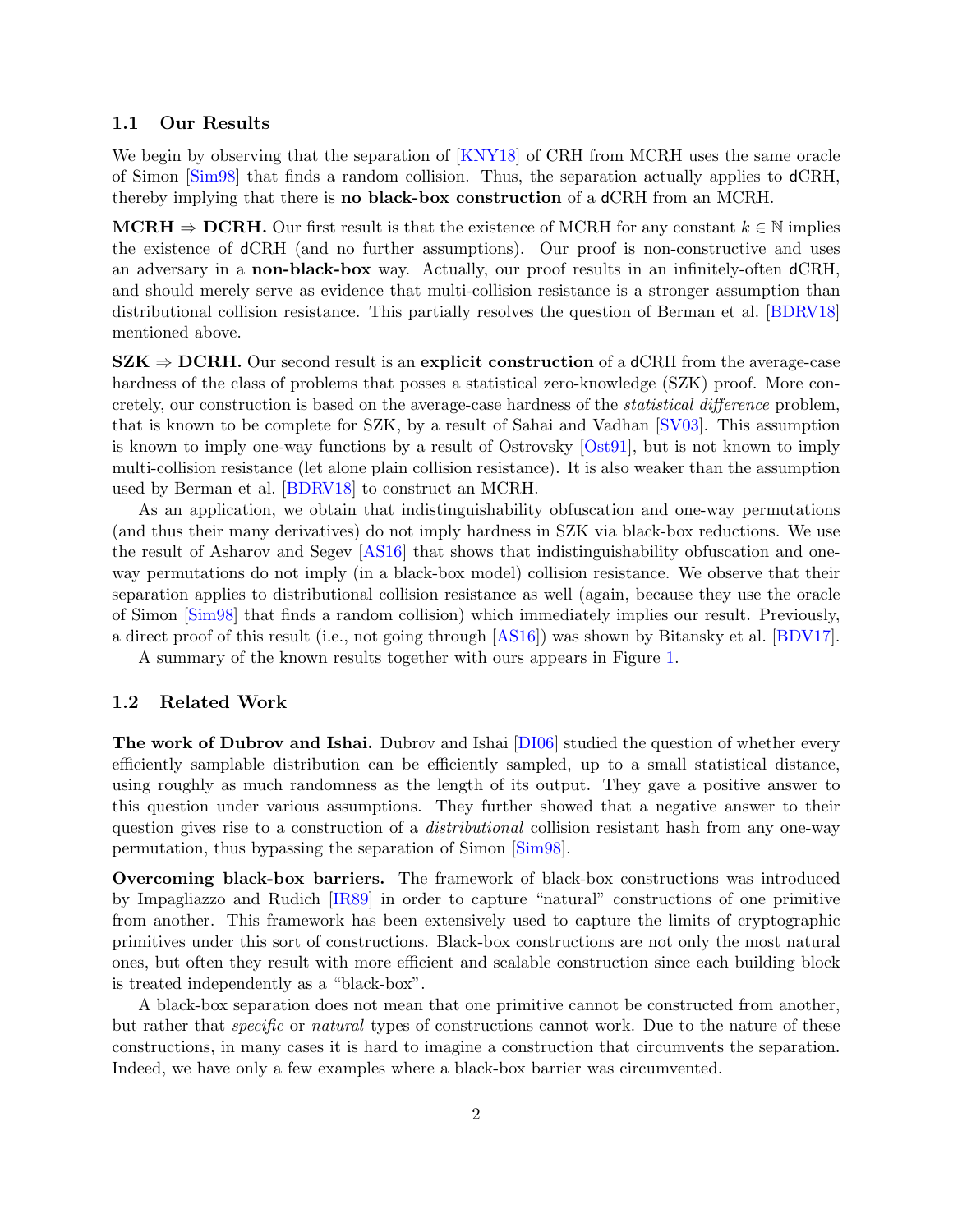### 1.1 Our Results

We begin by observing that the separation of [KNY18] of CRH from MCRH uses the same oracle of Simon [Sim98] that finds a random collision. Thus, the separation actually applies to dCRH, thereby implying that there is **no black-box construction** of a dCRH from an MCRH.

**MCRH ⇒ DCRH.** Our first result is that the existence of MCRH for any constant $k \in \mathbb{N}$ implies the existence of dCRH (and no further assumptions). Our proof is non-constructive and uses an adversary in a **non-black-box** way. Actually, our proof results in an infinitely-often dCRH, and should merely serve as evidence that multi-collision resistance is a stronger assumption than distributional collision resistance. This partially resolves the question of Berman et al. [BDRV18] mentioned above.

**SZK ⇒ DCRH.** Our second result is an **explicit construction** of a dCRH from the average-case hardness of the class of problems that posses a statistical zero-knowledge (SZK) proof. More concretely, our construction is based on the average-case hardness of the *statistical difference* problem, that is known to be complete for SZK, by a result of Sahai and Vadhan [SV03]. This assumption is known to imply one-way functions by a result of Ostrovsky [Ost91], but is not known to imply multi-collision resistance (let alone plain collision resistance). It is also weaker than the assumption used by Berman et al. [BDRV18] to construct an MCRH.

As an application, we obtain that indistinguishability obfuscation and one-way permutations (and thus their many derivatives) do not imply hardness in SZK via black-box reductions. We use the result of Asharov and Segev [AS16] that shows that indistinguishability obfuscation and one-way permutations do not imply (in a black-box model) collision resistance. We observe that their separation applies to distributional collision resistance as well (again, because they use the oracle of Simon [Sim98] that finds a random collision) which immediately implies our result. Previously, a direct proof of this result (i.e., not going through [AS16]) was shown by Bitansky et al. [BDV17].

A summary of the known results together with ours appears in Figure 1.

### 1.2 Related Work

**The work of Dubrov and Ishai.** Dubrov and Ishai [DI06] studied the question of whether every efficiently samplable distribution can be efficiently sampled, up to a small statistical distance, using roughly as much randomness as the length of its output. They gave a positive answer to this question under various assumptions. They further showed that a negative answer to their question gives rise to a construction of a *distributional* collision resistant hash from any one-way permutation, thus bypassing the separation of Simon [Sim98].

**Overcoming black-box barriers.** The framework of black-box constructions was introduced by Impagliazzo and Rudich [IR89] in order to capture "natural" constructions of one primitive from another. This framework has been extensively used to capture the limits of cryptographic primitives under this sort of constructions. Black-box constructions are not only the most natural ones, but often they result with more efficient and scalable construction since each building block is treated independently as a "black-box".

A black-box separation does not mean that one primitive cannot be constructed from another, but rather that *specific* or *natural* types of constructions cannot work. Due to the nature of these constructions, in many cases it is hard to imagine a construction that circumvents the separation. Indeed, we have only a few examples where a black-box barrier was circumvented.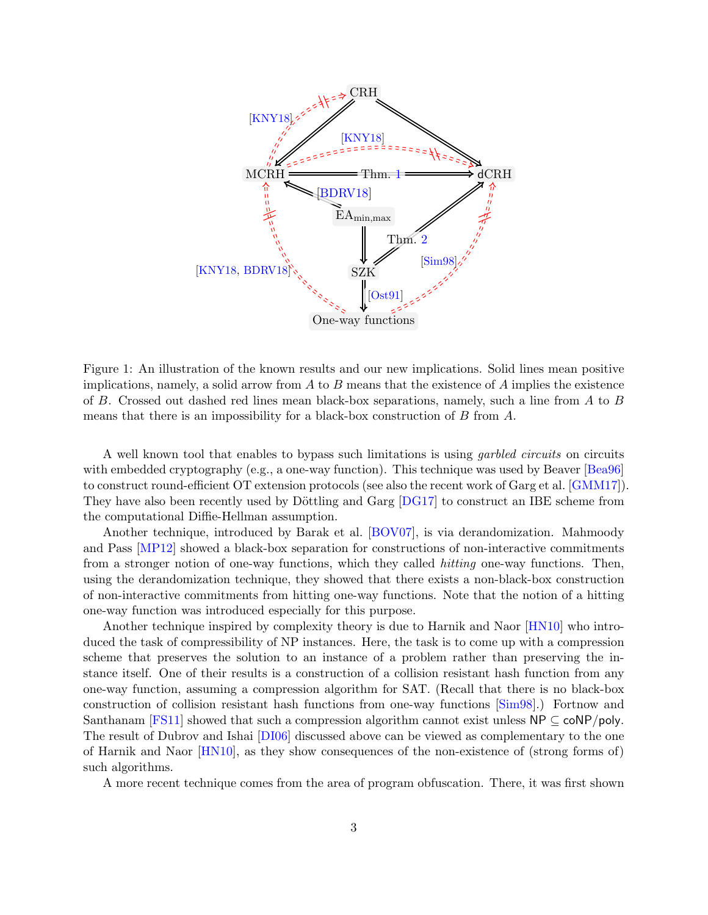Figure 1: An illustration of the known results and our new implications. Solid lines mean positive implications, namely, a solid arrow from $A$ to $B$ means that the existence of $A$ implies the existence of $B$. Crossed out dashed red lines mean black-box separations, namely, such a line from $A$ to $B$ means that there is an impossibility for a black-box construction of $B$ from $A$.

A well known tool that enables to bypass such limitations is using *garbled circuits* on circuits with embedded cryptography (e.g., a one-way function). This technique was used by Beaver [Bea96] to construct round-efficient OT extension protocols (see also the recent work of Garg et al. [GMM17]). They have also been recently used by Döttling and Garg [DG17] to construct an IBE scheme from the computational Diffie-Hellman assumption.

Another technique, introduced by Barak et al. [BOV07], is via derandomization. Mahmoody and Pass [MP12] showed a black-box separation for constructions of non-interactive commitments from a stronger notion of one-way functions, which they called *hitting* one-way functions. Then, using the derandomization technique, they showed that there exists a non-black-box construction of non-interactive commitments from hitting one-way functions. Note that the notion of a hitting one-way function was introduced especially for this purpose.

Another technique inspired by complexity theory is due to Harnik and Naor [HN10] who introduced the task of compressibility of NP instances. Here, the task is to come up with a compression scheme that preserves the solution to an instance of a problem rather than preserving the instance itself. One of their results is a construction of a collision resistant hash function from any one-way function, assuming a compression algorithm for SAT. (Recall that there is no black-box construction of collision resistant hash functions from one-way functions [Sim98].) Fortnow and Santhanam [FS11] showed that such a compression algorithm cannot exist unless $\mathsf{NP} \subseteq \mathsf{coNP/poly}$. The result of Dubrov and Ishai [DI06] discussed above can be viewed as complementary to the one of Harnik and Naor [HN10], as they show consequences of the non-existence of (strong forms of) such algorithms.

A more recent technique comes from the area of program obfuscation. There, it was first shown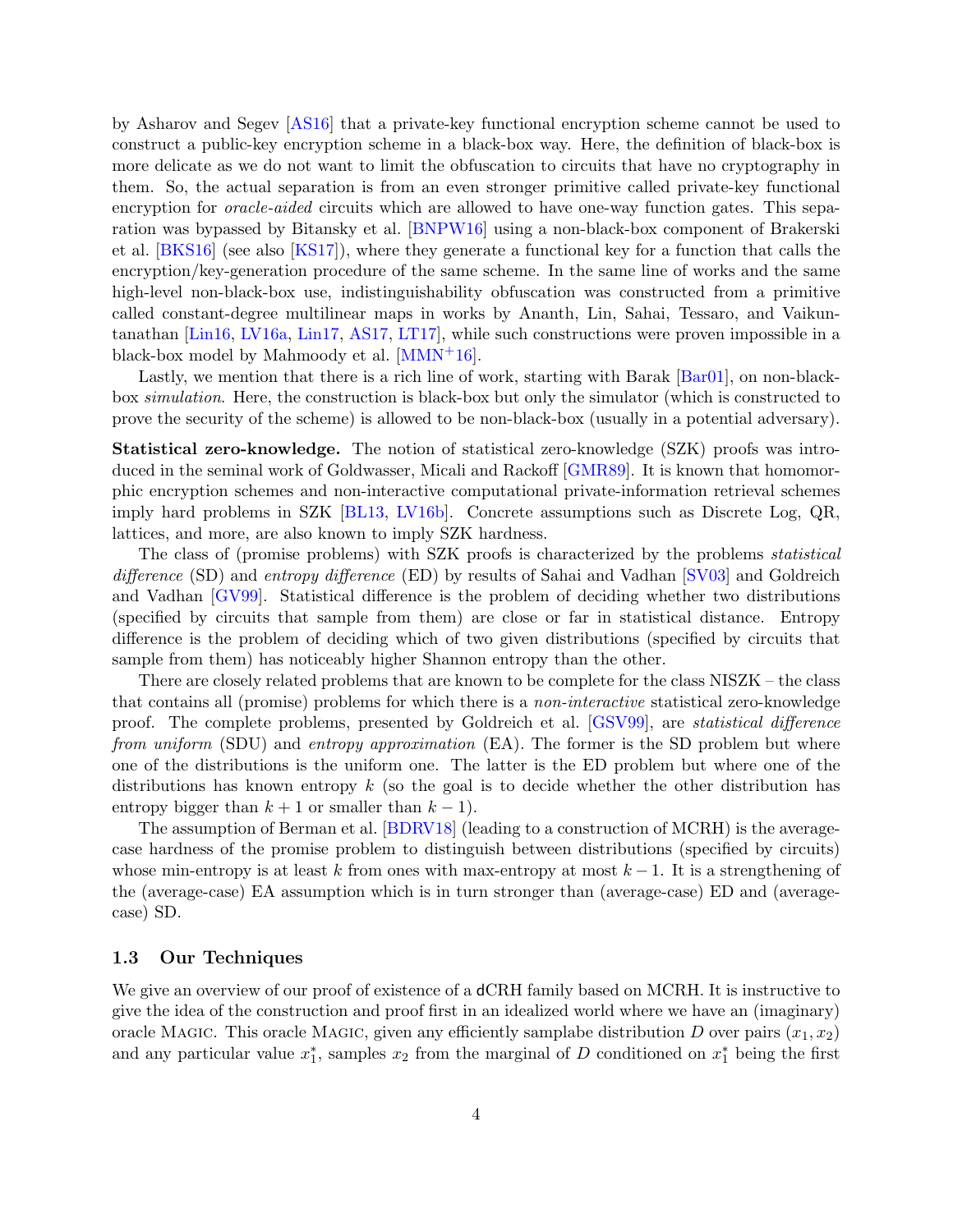by Asharov and Segev [AS16] that a private-key functional encryption scheme cannot be used to construct a public-key encryption scheme in a black-box way. Here, the definition of black-box is more delicate as we do not want to limit the obfuscation to circuits that have no cryptography in them. So, the actual separation is from an even stronger primitive called private-key functional encryption for *oracle-aided* circuits which are allowed to have one-way function gates. This separation was bypassed by Bitansky et al. [BNPW16] using a non-black-box component of Brakerski et al. [BKS16] (see also [KS17]), where they generate a functional key for a function that calls the encryption/key-generation procedure of the same scheme. In the same line of works and the same high-level non-black-box use, indistinguishability obfuscation was constructed from a primitive called constant-degree multilinear maps in works by Ananth, Lin, Sahai, Tessaro, and Vaikuntanathan [Lin16, LV16a, Lin17, AS17, LT17], while such constructions were proven impossible in a black-box model by Mahmoody et al. [MMN+16].

Lastly, we mention that there is a rich line of work, starting with Barak [Bar01], on non-black-box *simulation*. Here, the construction is black-box but only the simulator (which is constructed to prove the security of the scheme) is allowed to be non-black-box (usually in a potential adversary).

**Statistical zero-knowledge.** The notion of statistical zero-knowledge (SZK) proofs was introduced in the seminal work of Goldwasser, Micali and Rackoff [GMR89]. It is known that homomorphic encryption schemes and non-interactive computational private-information retrieval schemes imply hard problems in SZK [BL13, LV16b]. Concrete assumptions such as Discrete Log, QR, lattices, and more, are also known to imply SZK hardness.

The class of (promise problems) with SZK proofs is characterized by the problems *statistical difference* (SD) and *entropy difference* (ED) by results of Sahai and Vadhan [SV03] and Goldreich and Vadhan [GV99]. Statistical difference is the problem of deciding whether two distributions (specified by circuits that sample from them) are close or far in statistical distance. Entropy difference is the problem of deciding which of two given distributions (specified by circuits that sample from them) has noticeably higher Shannon entropy than the other.

There are closely related problems that are known to be complete for the class NISZK – the class that contains all (promise) problems for which there is a *non-interactive* statistical zero-knowledge proof. The complete problems, presented by Goldreich et al. [GSV99], are *statistical difference from uniform* (SDU) and *entropy approximation* (EA). The former is the SD problem but where one of the distributions is the uniform one. The latter is the ED problem but where one of the distributions has known entropy $k$ (so the goal is to decide whether the other distribution has entropy bigger than $k+1$ or smaller than $k-1$).

The assumption of Berman et al. [BDRV18] (leading to a construction of MCRH) is the average-case hardness of the promise problem to distinguish between distributions (specified by circuits) whose min-entropy is at least $k$ from ones with max-entropy at most $k-1$. It is a strengthening of the (average-case) EA assumption which is in turn stronger than (average-case) ED and (average-case) SD.

### 1.3 Our Techniques

We give an overview of our proof of existence of a dCRH family based on MCRH. It is instructive to give the idea of the construction and proof first in an idealized world where we have an (imaginary) oracle Magic. This oracle Magic, given any efficiently samplabe distribution $D$ over pairs $(x_1, x_2)$ and any particular value $x_1^*$, samples $x_2$ from the marginal of $D$ conditioned on $x_1^*$ being the first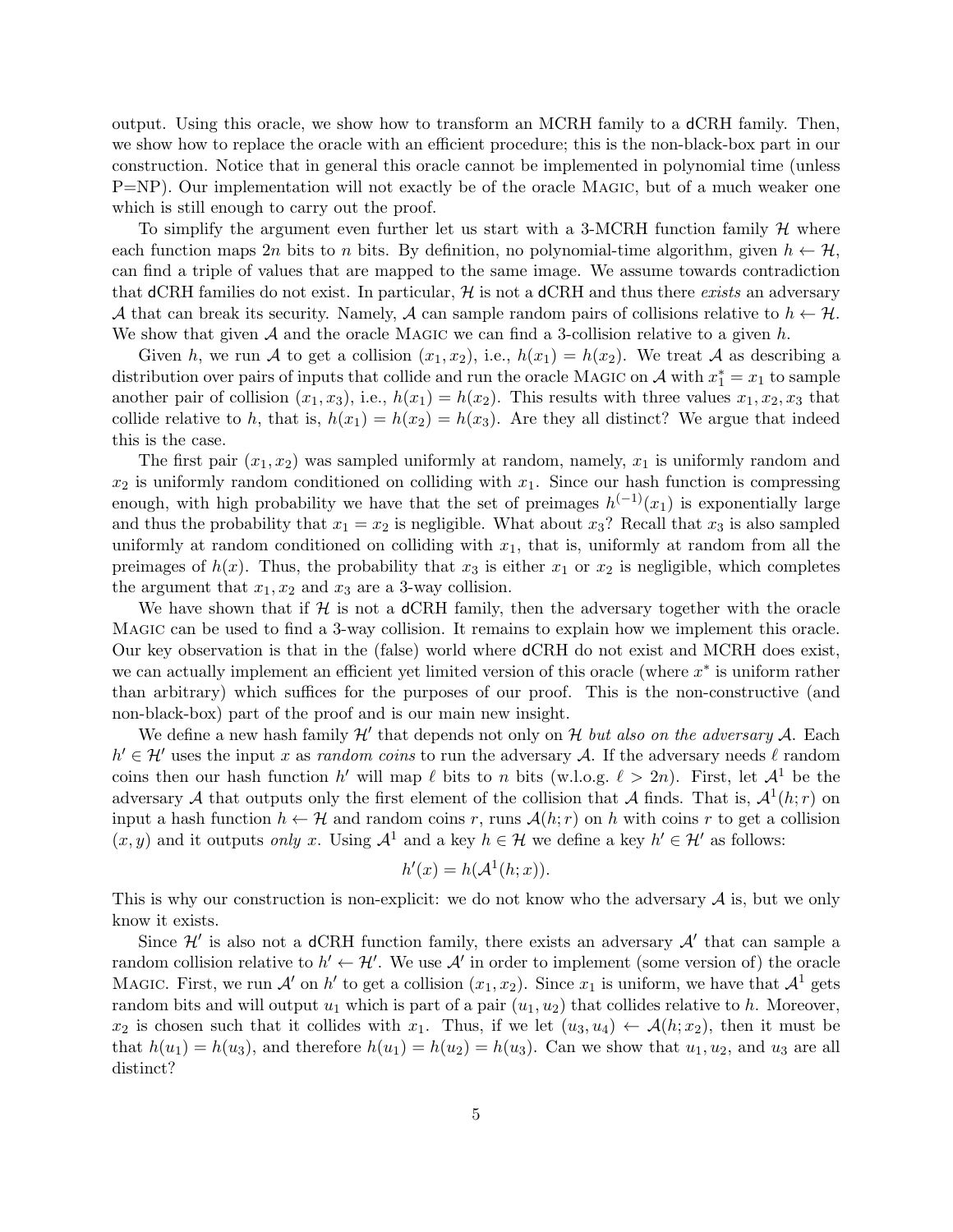output. Using this oracle, we show how to transform an MCRH family to a dCRH family. Then, we show how to replace the oracle with an efficient procedure; this is the non-black-box part in our construction. Notice that in general this oracle cannot be implemented in polynomial time (unless P=NP). Our implementation will not exactly be of the oracle Magic, but of a much weaker one which is still enough to carry out the proof.

To simplify the argument even further let us start with a 3-MCRH function family $\mathcal{H}$ where each function maps $2n$ bits to $n$ bits. By definition, no polynomial-time algorithm, given $h \leftarrow \mathcal{H}$, can find a triple of values that are mapped to the same image. We assume towards contradiction that dCRH families do not exist. In particular, $\mathcal{H}$ is not a dCRH and thus there *exists* an adversary $\mathcal{A}$ that can break its security. Namely, $\mathcal{A}$ can sample random pairs of collisions relative to $h \leftarrow \mathcal{H}$. We show that given $\mathcal{A}$ and the oracle Magic we can find a 3-collision relative to a given $h$.

Given $h$, we run $\mathcal{A}$ to get a collision $(x_1, x_2)$, i.e., $h(x_1) = h(x_2)$. We treat $\mathcal{A}$ as describing a distribution over pairs of inputs that collide and run the oracle Magic on $\mathcal{A}$ with $x_1^* = x_1$ to sample another pair of collision $(x_1, x_3)$, i.e., $h(x_1) = h(x_2)$. This results with three values $x_1, x_2, x_3$ that collide relative to $h$, that is, $h(x_1) = h(x_2) = h(x_3)$. Are they all distinct? We argue that indeed this is the case.

The first pair $(x_1, x_2)$ was sampled uniformly at random, namely, $x_1$ is uniformly random and $x_2$ is uniformly random conditioned on colliding with $x_1$. Since our hash function is compressing enough, with high probability we have that the set of preimages $h^{(-1)}(x_1)$ is exponentially large and thus the probability that $x_1 = x_2$ is negligible. What about $x_3$? Recall that $x_3$ is also sampled uniformly at random conditioned on colliding with $x_1$, that is, uniformly at random from all the preimages of $h(x)$. Thus, the probability that $x_3$ is either $x_1$ or $x_2$ is negligible, which completes the argument that $x_1, x_2$ and $x_3$ are a 3-way collision.

We have shown that if $\mathcal{H}$ is not a dCRH family, then the adversary together with the oracle Magic can be used to find a 3-way collision. It remains to explain how we implement this oracle. Our key observation is that in the (false) world where dCRH do not exist and MCRH does exist, we can actually implement an efficient yet limited version of this oracle (where $x^*$ is uniform rather than arbitrary) which suffices for the purposes of our proof. This is the non-constructive (and non-black-box) part of the proof and is our main new insight.

We define a new hash family $\mathcal{H}'$ that depends not only on $\mathcal{H}$ *but also on the adversary* $\mathcal{A}$. Each $h' \in \mathcal{H}'$ uses the input $x$ as *random coins* to run the adversary $\mathcal{A}$. If the adversary needs $\ell$ random coins then our hash function $h'$ will map $\ell$ bits to $n$ bits (w.l.o.g. $\ell > 2n$). First, let $\mathcal{A}^1$ be the adversary $\mathcal{A}$ that outputs only the first element of the collision that $\mathcal{A}$ finds. That is, $\mathcal{A}^1(h; r)$ on input a hash function $h \leftarrow \mathcal{H}$ and random coins $r$, runs $\mathcal{A}(h; r)$ on $h$ with coins $r$ to get a collision $(x, y)$ and it outputs *only* $x$. Using $\mathcal{A}^1$ and a key $h \in \mathcal{H}$ we define a key $h' \in \mathcal{H}'$ as follows:

$$h'(x) = h(\mathcal{A}^1(h; x)).$$

This is why our construction is non-explicit: we do not know who the adversary $\mathcal{A}$ is, but we only know it exists.

Since $\mathcal{H}'$ is also not a dCRH function family, there exists an adversary $\mathcal{A}'$ that can sample a random collision relative to $h' \leftarrow \mathcal{H}'$. We use $\mathcal{A}'$ in order to implement (some version of) the oracle Magic. First, we run $\mathcal{A}'$ on $h'$ to get a collision $(x_1, x_2)$. Since $x_1$ is uniform, we have that $\mathcal{A}^1$ gets random bits and will output $u_1$ which is part of a pair $(u_1, u_2)$ that collides relative to $h$. Moreover, $x_2$ is chosen such that it collides with $x_1$. Thus, if we let $(u_3, u_4) \leftarrow \mathcal{A}(h; x_2)$, then it must be that $h(u_1) = h(u_3)$, and therefore $h(u_1) = h(u_2) = h(u_3)$. Can we show that $u_1, u_2$, and $u_3$ are all distinct?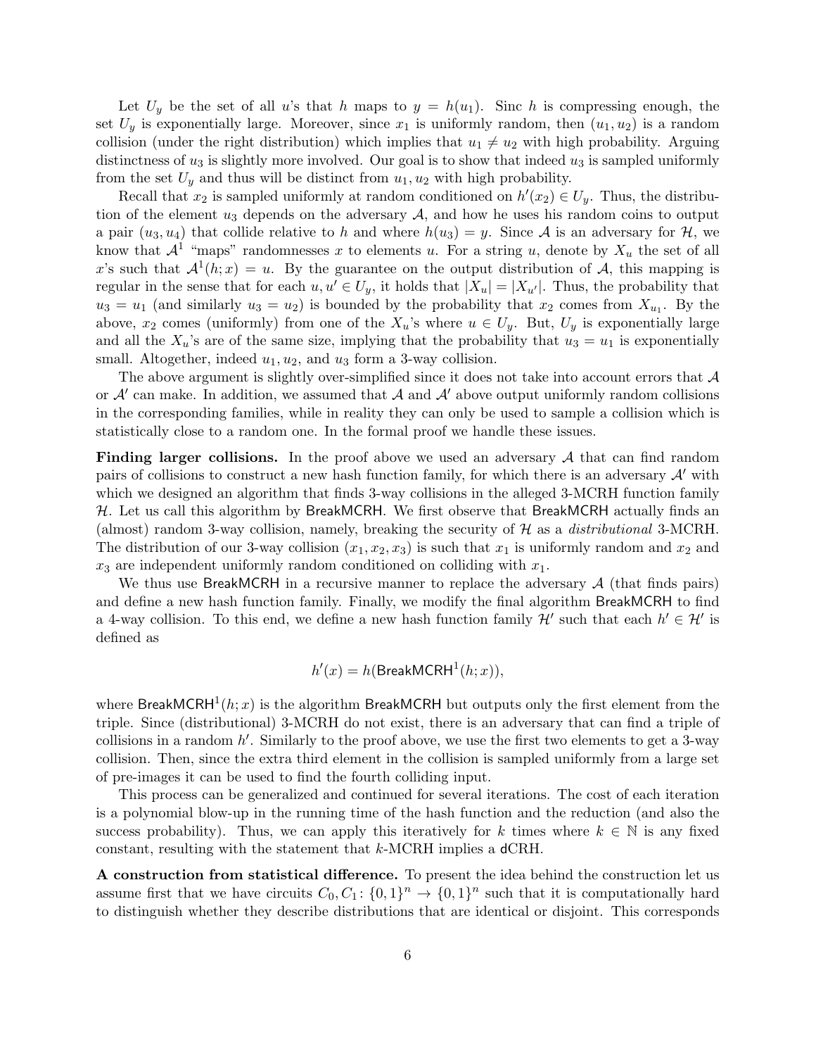Let $U_y$ be the set of all $u$'s that $h$ maps to $y = h(u_1)$. Sinc $h$ is compressing enough, the set $U_y$ is exponentially large. Moreover, since $x_1$ is uniformly random, then $(u_1, u_2)$ is a random collision (under the right distribution) which implies that $u_1 \neq u_2$ with high probability. Arguing distinctness of $u_3$ is slightly more involved. Our goal is to show that indeed $u_3$ is sampled uniformly from the set $U_y$ and thus will be distinct from $u_1, u_2$ with high probability.

Recall that $x_2$ is sampled uniformly at random conditioned on $h'(x_2) \in U_y$. Thus, the distribution of the element $u_3$ depends on the adversary $\mathcal{A}$, and how he uses his random coins to output a pair $(u_3, u_4)$ that collide relative to $h$ and where $h(u_3) = y$. Since $\mathcal{A}$ is an adversary for $\mathcal{H}$, we know that $\mathcal{A}^1$ "maps" randomnesses $x$ to elements $u$. For a string $u$, denote by $X_u$ the set of all $x$'s such that $\mathcal{A}^1(h; x) = u$. By the guarantee on the output distribution of $\mathcal{A}$, this mapping is regular in the sense that for each $u, u' \in U_y$, it holds that $|X_u| = |X_{u'}|$. Thus, the probability that $u_3 = u_1$ (and similarly $u_3 = u_2$) is bounded by the probability that $x_2$ comes from $X_{u_1}$. By the above, $x_2$ comes (uniformly) from one of the $X_u$'s where $u \in U_y$. But, $U_y$ is exponentially large and all the $X_u$'s are of the same size, implying that the probability that $u_3 = u_1$ is exponentially small. Altogether, indeed $u_1, u_2$, and $u_3$ form a 3-way collision.

The above argument is slightly over-simplified since it does not take into account errors that $\mathcal{A}$ or $\mathcal{A}'$ can make. In addition, we assumed that $\mathcal{A}$ and $\mathcal{A}'$ above output uniformly random collisions in the corresponding families, while in reality they can only be used to sample a collision which is statistically close to a random one. In the formal proof we handle these issues.

**Finding larger collisions.** In the proof above we used an adversary $\mathcal{A}$ that can find random pairs of collisions to construct a new hash function family, for which there is an adversary $\mathcal{A}'$ with which we designed an algorithm that finds 3-way collisions in the alleged 3-MCRH function family $\mathcal{H}$. Let us call this algorithm by $\mathsf{BreakMCRH}$. We first observe that $\mathsf{BreakMCRH}$ actually finds an (almost) random 3-way collision, namely, breaking the security of $\mathcal{H}$ as a *distributional* 3-MCRH. The distribution of our 3-way collision $(x_1, x_2, x_3)$ is such that $x_1$ is uniformly random and $x_2$ and $x_3$ are independent uniformly random conditioned on colliding with $x_1$.

We thus use $\mathsf{BreakMCRH}$ in a recursive manner to replace the adversary $\mathcal{A}$ (that finds pairs) and define a new hash function family. Finally, we modify the final algorithm $\mathsf{BreakMCRH}$ to find a 4-way collision. To this end, we define a new hash function family $\mathcal{H}'$ such that each $h' \in \mathcal{H}'$ is defined as

$$h'(x) = h(\mathsf{BreakMCRH}^1(h; x)),$$

where $\mathsf{BreakMCRH}^1(h; x)$ is the algorithm $\mathsf{BreakMCRH}$ but outputs only the first element from the triple. Since (distributional) 3-MCRH do not exist, there is an adversary that can find a triple of collisions in a random $h'$. Similarly to the proof above, we use the first two elements to get a 3-way collision. Then, since the extra third element in the collision is sampled uniformly from a large set of pre-images it can be used to find the fourth colliding input.

This process can be generalized and continued for several iterations. The cost of each iteration is a polynomial blow-up in the running time of the hash function and the reduction (and also the success probability). Thus, we can apply this iteratively for $k$ times where $k \in \mathbb{N}$ is any fixed constant, resulting with the statement that $k$-MCRH implies a $\mathsf{dCRH}$.

**A construction from statistical difference.** To present the idea behind the construction let us assume first that we have circuits $C_0, C_1 \colon \{0,1\}^n \to \{0,1\}^n$ such that it is computationally hard to distinguish whether they describe distributions that are identical or disjoint. This corresponds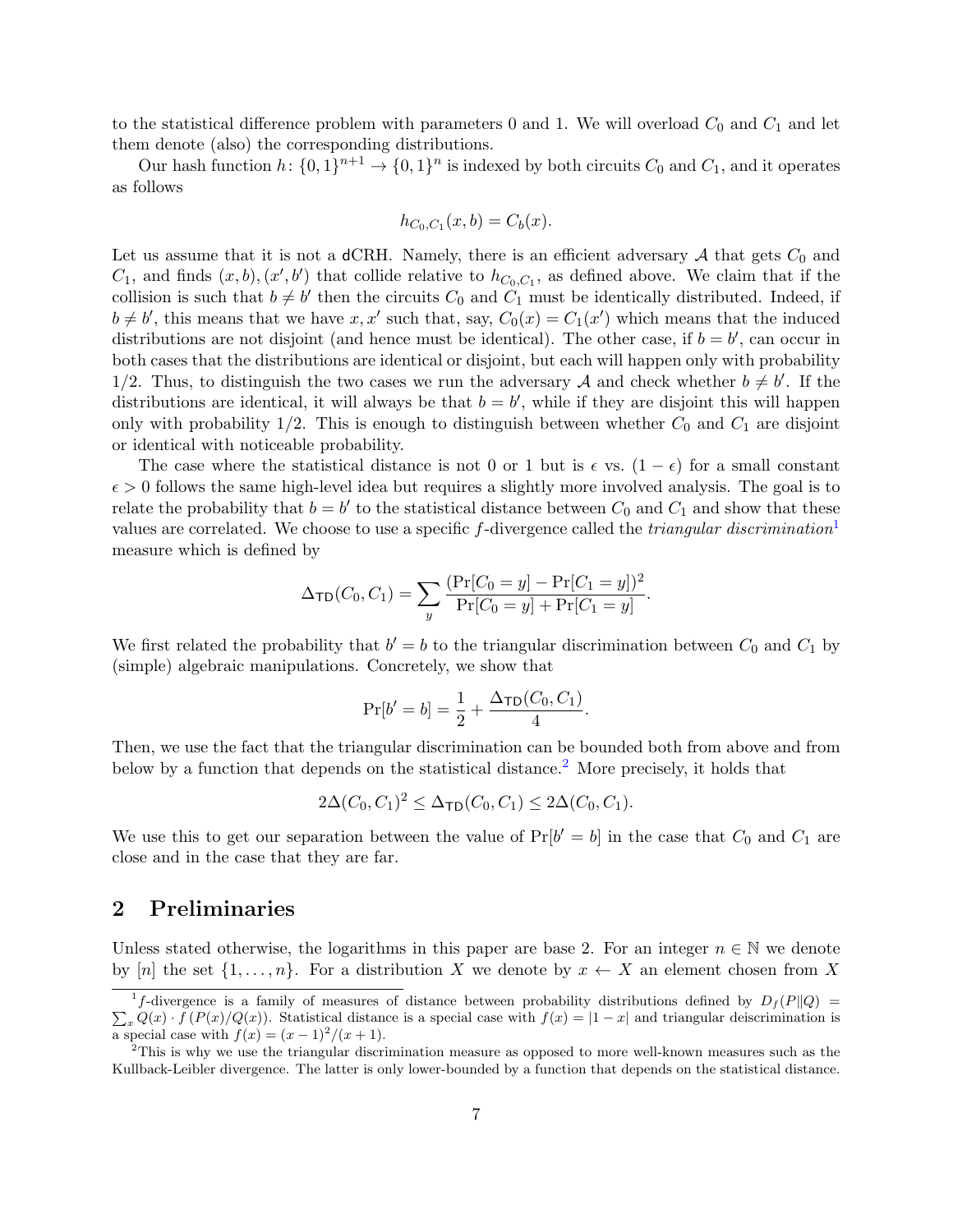to the statistical difference problem with parameters 0 and 1. We will overload $C_0$ and $C_1$ and let them denote (also) the corresponding distributions.

Our hash function $h\colon \{0,1\}^{n+1} \to \{0,1\}^n$ is indexed by both circuits $C_0$ and $C_1$, and it operates as follows

$$h_{C_0,C_1}(x,b) = C_b(x).$$

Let us assume that it is not a $\mathsf{dCRH}$. Namely, there is an efficient adversary $\mathcal{A}$ that gets $C_0$ and $C_1$, and finds $(x,b),(x',b')$ that collide relative to $h_{C_0,C_1}$, as defined above. We claim that if the collision is such that $b \neq b'$ then the circuits $C_0$ and $C_1$ must be identically distributed. Indeed, if $b \neq b'$, this means that we have $x, x'$ such that, say, $C_0(x) = C_1(x')$ which means that the induced distributions are not disjoint (and hence must be identical). The other case, if $b = b'$, can occur in both cases that the distributions are identical or disjoint, but each will happen only with probability $1/2$. Thus, to distinguish the two cases we run the adversary $\mathcal{A}$ and check whether $b \neq b'$. If the distributions are identical, it will always be that $b = b'$, while if they are disjoint this will happen only with probability $1/2$. This is enough to distinguish between whether $C_0$ and $C_1$ are disjoint or identical with noticeable probability.

The case where the statistical distance is not 0 or 1 but is $\epsilon$ vs. $(1-\epsilon)$ for a small constant $\epsilon > 0$ follows the same high-level idea but requires a slightly more involved analysis. The goal is to relate the probability that $b = b'$ to the statistical distance between $C_0$ and $C_1$ and show that these values are correlated. We choose to use a specific $f$-divergence called the *triangular discrimination*[1] measure which is defined by

$$\Delta_{\mathsf{TD}}(C_0, C_1) = \sum_y \frac{(\Pr[C_0 = y] - \Pr[C_1 = y])^2}{\Pr[C_0 = y] + \Pr[C_1 = y]}.$$

We first related the probability that $b' = b$ to the triangular discrimination between $C_0$ and $C_1$ by (simple) algebraic manipulations. Concretely, we show that

$$\Pr[b' = b] = \frac{1}{2} + \frac{\Delta_{\mathsf{TD}}(C_0, C_1)}{4}.$$

Then, we use the fact that the triangular discrimination can be bounded both from above and from below by a function that depends on the statistical distance.[2] More precisely, it holds that

$$2\Delta(C_0, C_1)^2 \leq \Delta_{\mathsf{TD}}(C_0, C_1) \leq 2\Delta(C_0, C_1).$$

We use this to get our separation between the value of $\Pr[b' = b]$ in the case that $C_0$ and $C_1$ are close and in the case that they are far.

## 2 Preliminaries

Unless stated otherwise, the logarithms in this paper are base 2. For an integer $n \in \mathbb{N}$ we denote by $[n]$ the set $\{1, \ldots, n\}$. For a distribution $X$ we denote by $x \leftarrow X$ an element chosen from $X$

---

[1] $f$-divergence is a family of measures of distance between probability distributions defined by $D_f(P\|Q) = \sum_x Q(x) \cdot f(P(x)/Q(x))$. Statistical distance is a special case with $f(x) = |1 - x|$ and triangular deiscrimination is a special case with $f(x) = (x-1)^2/(x+1)$.

[2] This is why we use the triangular discrimination measure as opposed to more well-known measures such as the Kullback-Leibler divergence. The latter is only lower-bounded by a function that depends on the statistical distance.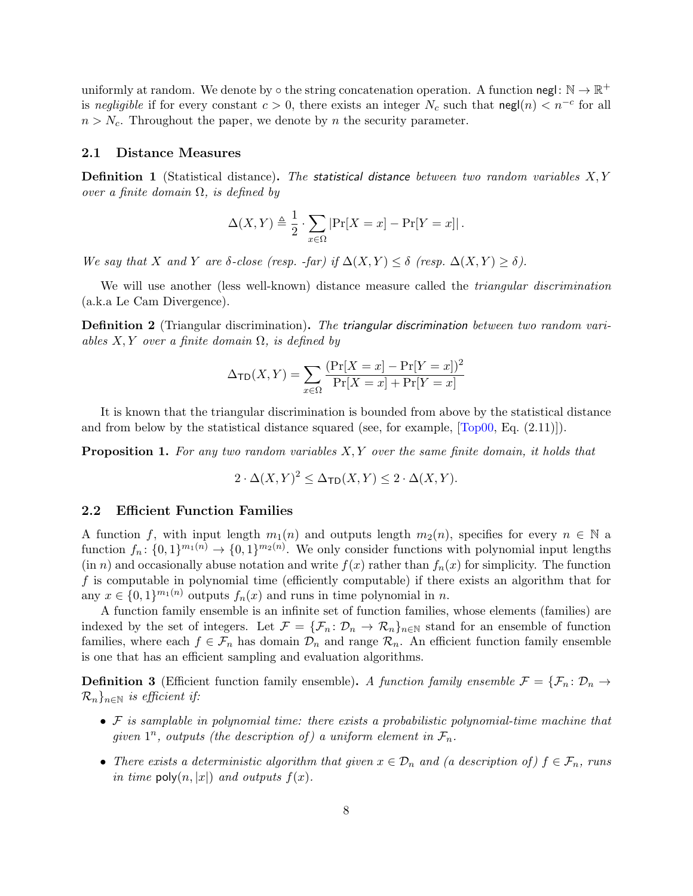uniformly at random. We denote by $\circ$ the string concatenation operation. A function $\mathsf{negl}\colon \mathbb{N} \to \mathbb{R}^+$ is *negligible* if for every constant $c > 0$, there exists an integer $N_c$ such that $\mathsf{negl}(n) < n^{-c}$ for all $n > N_c$. Throughout the paper, we denote by $n$ the security parameter.

## 2.1 Distance Measures

**Definition 1** (Statistical distance)**.** *The statistical distance between two random variables $X, Y$ over a finite domain $\Omega$, is defined by*

$$\Delta(X,Y) \triangleq \frac{1}{2} \cdot \sum_{x\in\Omega} \left|\Pr[X = x] - \Pr[Y = x]\right|.$$

*We say that $X$ and $Y$ are $\delta$-close (resp. -far) if $\Delta(X,Y) \leq \delta$ (resp. $\Delta(X,Y) \geq \delta$).*

We will use another (less well-known) distance measure called the *triangular discrimination* (a.k.a Le Cam Divergence).

**Definition 2** (Triangular discrimination)**.** *The triangular discrimination between two random variables $X, Y$ over a finite domain $\Omega$, is defined by*

$$\Delta_{\mathsf{TD}}(X,Y) = \sum_{x\in\Omega} \frac{(\Pr[X = x] - \Pr[Y = x])^2}{\Pr[X = x] + \Pr[Y = x]}$$

It is known that the triangular discrimination is bounded from above by the statistical distance and from below by the statistical distance squared (see, for example, [Top00, Eq. (2.11)]).

**Proposition 1.** *For any two random variables $X, Y$ over the same finite domain, it holds that*

$$2 \cdot \Delta(X,Y)^2 \leq \Delta_{\mathsf{TD}}(X,Y) \leq 2 \cdot \Delta(X,Y).$$

## 2.2 Efficient Function Families

A function $f$, with input length $m_1(n)$ and outputs length $m_2(n)$, specifies for every $n \in \mathbb{N}$ a function $f_n\colon \{0,1\}^{m_1(n)} \to \{0,1\}^{m_2(n)}$. We only consider functions with polynomial input lengths (in $n$) and occasionally abuse notation and write $f(x)$ rather than $f_n(x)$ for simplicity. The function $f$ is computable in polynomial time (efficiently computable) if there exists an algorithm that for any $x \in \{0,1\}^{m_1(n)}$ outputs $f_n(x)$ and runs in time polynomial in $n$.

A function family ensemble is an infinite set of function families, whose elements (families) are indexed by the set of integers. Let $\mathcal{F} = \{\mathcal{F}_n\colon \mathcal{D}_n \to \mathcal{R}_n\}_{n\in\mathbb{N}}$ stand for an ensemble of function families, where each $f \in \mathcal{F}_n$ has domain $\mathcal{D}_n$ and range $\mathcal{R}_n$. An efficient function family ensemble is one that has an efficient sampling and evaluation algorithms.

**Definition 3** (Efficient function family ensemble)**.** *A function family ensemble $\mathcal{F} = \{\mathcal{F}_n\colon \mathcal{D}_n \to \mathcal{R}_n\}_{n\in\mathbb{N}}$ is efficient if:*

- *$\mathcal{F}$ is samplable in polynomial time: there exists a probabilistic polynomial-time machine that given $1^n$, outputs (the description of) a uniform element in $\mathcal{F}_n$.*
- *There exists a deterministic algorithm that given $x \in \mathcal{D}_n$ and (a description of) $f \in \mathcal{F}_n$, runs in time $\mathsf{poly}(n, |x|)$ and outputs $f(x)$.*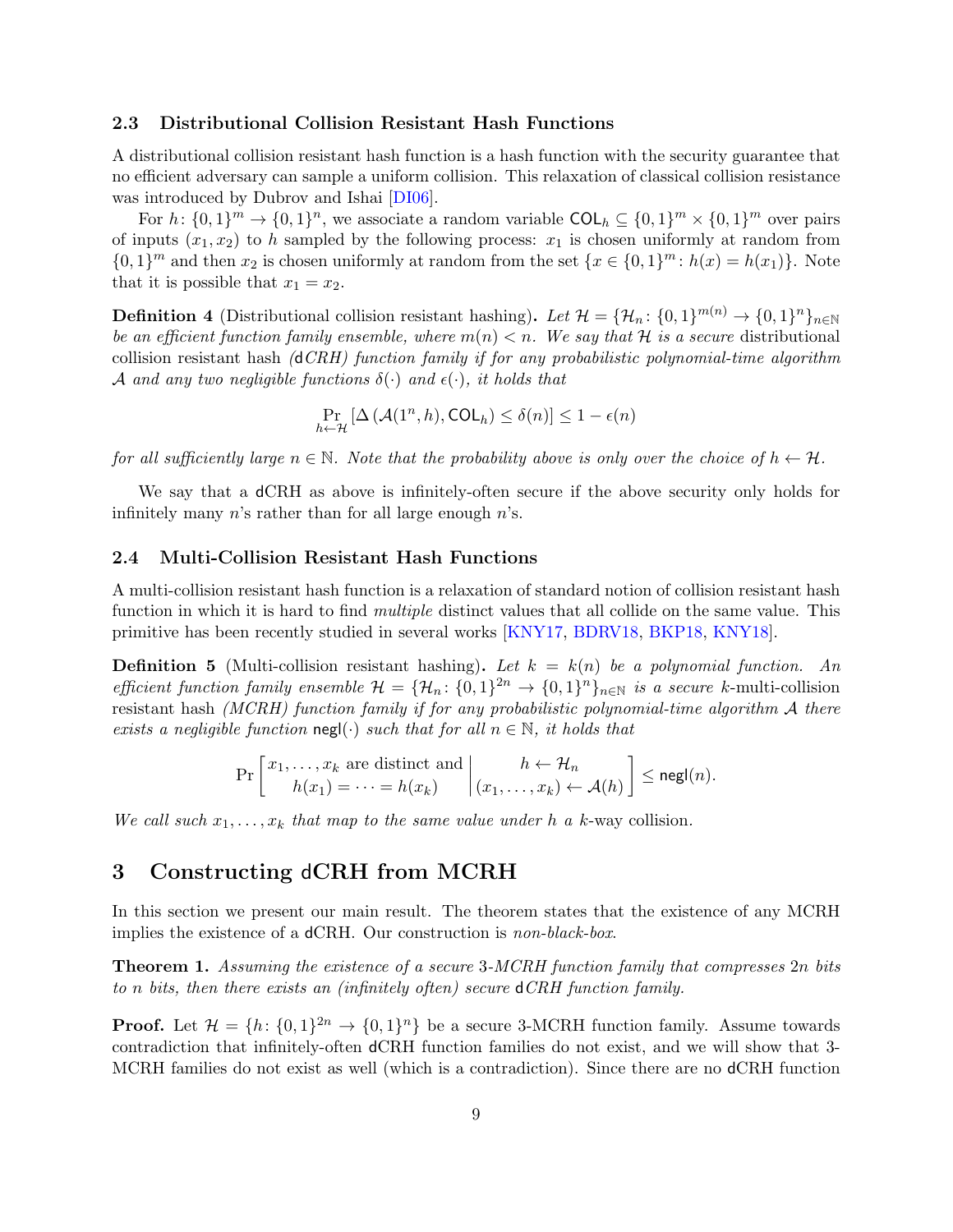### 2.3 Distributional Collision Resistant Hash Functions

A distributional collision resistant hash function is a hash function with the security guarantee that no efficient adversary can sample a uniform collision. This relaxation of classical collision resistance was introduced by Dubrov and Ishai [DI06].

For $h\colon \{0,1\}^m \to \{0,1\}^n$, we associate a random variable $\mathsf{COL}_h \subseteq \{0,1\}^m \times \{0,1\}^m$ over pairs of inputs $(x_1, x_2)$ to $h$ sampled by the following process: $x_1$ is chosen uniformly at random from $\{0,1\}^m$ and then $x_2$ is chosen uniformly at random from the set $\{x \in \{0,1\}^m \colon h(x) = h(x_1)\}$. Note that it is possible that $x_1 = x_2$.

**Definition 4** (Distributional collision resistant hashing)**.** *Let $\mathcal{H} = \{\mathcal{H}_n \colon \{0,1\}^{m(n)} \to \{0,1\}^n\}_{n\in\mathbb{N}}$ be an efficient function family ensemble, where $m(n) < n$. We say that $\mathcal{H}$ is a secure* distributional collision resistant hash *(dCRH) function family if for any probabilistic polynomial-time algorithm $\mathcal{A}$ and any two negligible functions $\delta(\cdot)$ and $\epsilon(\cdot)$, it holds that*

$$\Pr_{h \leftarrow \mathcal{H}}\left[\Delta\left(\mathcal{A}(1^n, h), \mathsf{COL}_h\right) \leq \delta(n)\right] \leq 1 - \epsilon(n)$$

*for all sufficiently large $n \in \mathbb{N}$. Note that the probability above is only over the choice of $h \leftarrow \mathcal{H}$.*

We say that a dCRH as above is infinitely-often secure if the above security only holds for infinitely many $n$'s rather than for all large enough $n$'s.

### 2.4 Multi-Collision Resistant Hash Functions

A multi-collision resistant hash function is a relaxation of standard notion of collision resistant hash function in which it is hard to find *multiple* distinct values that all collide on the same value. This primitive has been recently studied in several works [KNY17, BDRV18, BKP18, KNY18].

**Definition 5** (Multi-collision resistant hashing)**.** *Let $k = k(n)$ be a polynomial function. An efficient function family ensemble $\mathcal{H} = \{\mathcal{H}_n \colon \{0,1\}^{2n} \to \{0,1\}^n\}_{n\in\mathbb{N}}$ is a secure* $k$-multi-collision resistant hash *(MCRH) function family if for any probabilistic polynomial-time algorithm $\mathcal{A}$ there exists a negligible function $\mathsf{negl}(\cdot)$ such that for all $n \in \mathbb{N}$, it holds that*

$$\Pr\left[\begin{array}{c} x_1, \ldots, x_k \text{ are distinct and} \\ h(x_1) = \cdots = h(x_k) \end{array} \middle| \begin{array}{c} h \leftarrow \mathcal{H}_n \\ (x_1, \ldots, x_k) \leftarrow \mathcal{A}(h) \end{array}\right] \leq \mathsf{negl}(n).$$

*We call such $x_1, \ldots, x_k$ that map to the same value under $h$ a* $k$-way collision*.*

## 3 Constructing dCRH from MCRH

In this section we present our main result. The theorem states that the existence of any MCRH implies the existence of a dCRH. Our construction is *non-black-box*.

**Theorem 1.** *Assuming the existence of a secure 3-MCRH function family that compresses $2n$ bits to $n$ bits, then there exists an (infinitely often) secure dCRH function family.*

**Proof.** Let $\mathcal{H} = \{h \colon \{0,1\}^{2n} \to \{0,1\}^n\}$ be a secure 3-MCRH function family. Assume towards contradiction that infinitely-often dCRH function families do not exist, and we will show that 3-MCRH families do not exist as well (which is a contradiction). Since there are no dCRH function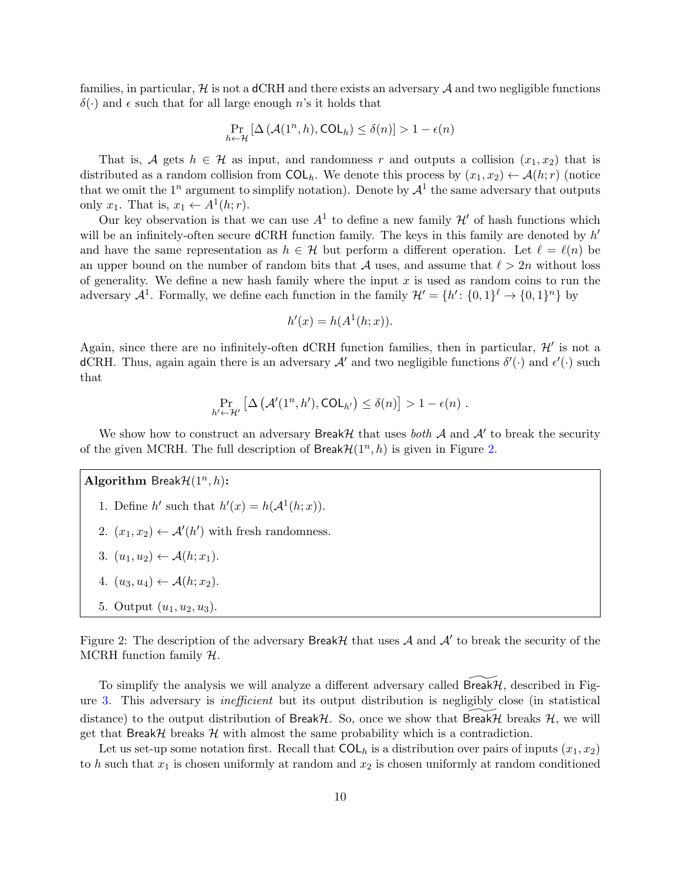families, in particular, $\mathcal{H}$ is not a $\mathsf{dCRH}$ and there exists an adversary $\mathcal{A}$ and two negligible functions $\delta(\cdot)$ and $\epsilon$ such that for all large enough $n$'s it holds that

$$\Pr_{h \leftarrow \mathcal{H}} \left[ \Delta \left( \mathcal{A}(1^n, h), \mathsf{COL}_h \right) \leq \delta(n) \right] > 1 - \epsilon(n)$$

That is, $\mathcal{A}$ gets $h \in \mathcal{H}$ as input, and randomness $r$ and outputs a collision $(x_1, x_2)$ that is distributed as a random collision from $\mathsf{COL}_h$. We denote this process by $(x_1, x_2) \leftarrow \mathcal{A}(h; r)$ (notice that we omit the $1^n$ argument to simplify notation). Denote by $\mathcal{A}^1$ the same adversary that outputs only $x_1$. That is, $x_1 \leftarrow A^1(h; r)$.

Our key observation is that we can use $A^1$ to define a new family $\mathcal{H}'$ of hash functions which will be an infinitely-often secure $\mathsf{dCRH}$ function family. The keys in this family are denoted by $h'$ and have the same representation as $h \in \mathcal{H}$ but perform a different operation. Let $\ell = \ell(n)$ be an upper bound on the number of random bits that $\mathcal{A}$ uses, and assume that $\ell > 2n$ without loss of generality. We define a new hash family where the input $x$ is used as random coins to run the adversary $\mathcal{A}^1$. Formally, we define each function in the family $\mathcal{H}' = \{h' \colon \{0,1\}^\ell \to \{0,1\}^n\}$ by

$$h'(x) = h(A^1(h; x)).$$

Again, since there are no infinitely-often $\mathsf{dCRH}$ function families, then in particular, $\mathcal{H}'$ is not a $\mathsf{dCRH}$. Thus, again again there is an adversary $\mathcal{A}'$ and two negligible functions $\delta'(\cdot)$ and $\epsilon'(\cdot)$ such that

$$\Pr_{h' \leftarrow \mathcal{H}'} \left[ \Delta \left( \mathcal{A}'(1^n, h'), \mathsf{COL}_{h'} \right) \leq \delta(n) \right] > 1 - \epsilon(n) \ .$$

We show how to construct an adversary $\mathsf{Break}\mathcal{H}$ that uses *both* $\mathcal{A}$ and $\mathcal{A}'$ to break the security of the given MCRH. The full description of $\mathsf{Break}\mathcal{H}(1^n, h)$ is given in Figure 2.

> **Algorithm** $\mathsf{Break}\mathcal{H}(1^n, h)$**:**
>
> 1. Define $h'$ such that $h'(x) = h(\mathcal{A}^1(h; x))$.
> 2. $(x_1, x_2) \leftarrow \mathcal{A}'(h')$ with fresh randomness.
> 3. $(u_1, u_2) \leftarrow \mathcal{A}(h; x_1)$.
> 4. $(u_3, u_4) \leftarrow \mathcal{A}(h; x_2)$.
> 5. Output $(u_1, u_2, u_3)$.

Figure 2: The description of the adversary $\mathsf{Break}\mathcal{H}$ that uses $\mathcal{A}$ and $\mathcal{A}'$ to break the security of the MCRH function family $\mathcal{H}$.

To simplify the analysis we will analyze a different adversary called $\widetilde{\mathsf{Break}\mathcal{H}}$, described in Figure 3. This adversary is *inefficient* but its output distribution is negligibly close (in statistical distance) to the output distribution of $\mathsf{Break}\mathcal{H}$. So, once we show that $\widetilde{\mathsf{Break}\mathcal{H}}$ breaks $\mathcal{H}$, we will get that $\mathsf{Break}\mathcal{H}$ breaks $\mathcal{H}$ with almost the same probability which is a contradiction.

Let us set-up some notation first. Recall that $\mathsf{COL}_h$ is a distribution over pairs of inputs $(x_1, x_2)$ to $h$ such that $x_1$ is chosen uniformly at random and $x_2$ is chosen uniformly at random conditioned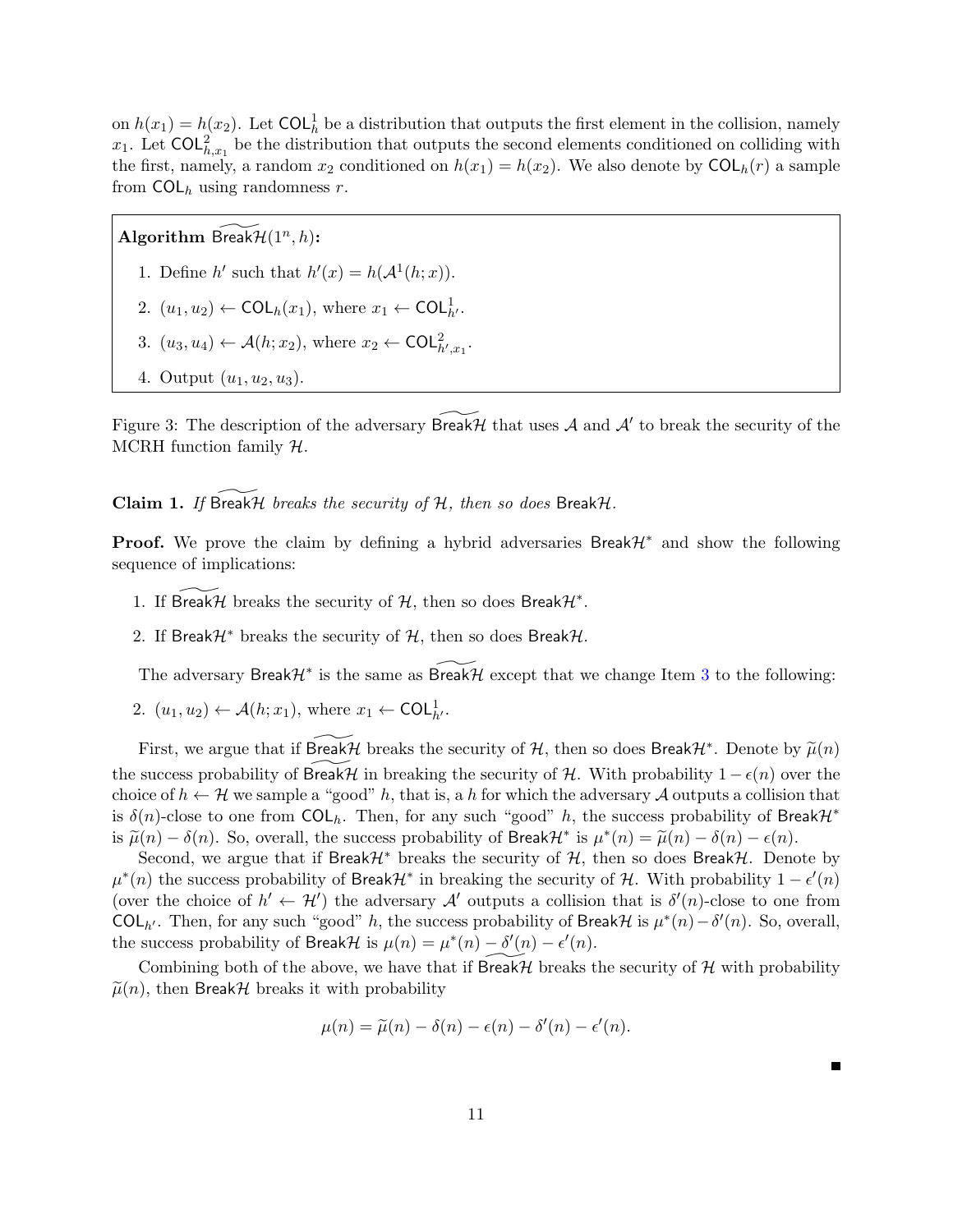on $h(x_1) = h(x_2)$. Let $\mathsf{COL}_h^1$ be a distribution that outputs the first element in the collision, namely $x_1$. Let $\mathsf{COL}_{h,x_1}^2$ be the distribution that outputs the second elements conditioned on colliding with the first, namely, a random $x_2$ conditioned on $h(x_1) = h(x_2)$. We also denote by $\mathsf{COL}_h(r)$ a sample from $\mathsf{COL}_h$ using randomness $r$.

**Algorithm** $\widetilde{\mathsf{Break}\mathcal{H}}(1^n, h)$**:**

1. Define $h'$ such that $h'(x) = h(\mathcal{A}^1(h; x))$.
2. $(u_1, u_2) \leftarrow \mathsf{COL}_h(x_1)$, where $x_1 \leftarrow \mathsf{COL}_{h'}^1$.
3. $(u_3, u_4) \leftarrow \mathcal{A}(h; x_2)$, where $x_2 \leftarrow \mathsf{COL}_{h',x_1}^2$.
4. Output $(u_1, u_2, u_3)$.

Figure 3: The description of the adversary $\widetilde{\mathsf{Break}\mathcal{H}}$ that uses $\mathcal{A}$ and $\mathcal{A}'$ to break the security of the MCRH function family $\mathcal{H}$.

**Claim 1.** *If $\widetilde{\mathsf{Break}\mathcal{H}}$ breaks the security of $\mathcal{H}$, then so does $\mathsf{Break}\mathcal{H}$.*

**Proof.** We prove the claim by defining a hybrid adversaries $\mathsf{Break}\mathcal{H}^*$ and show the following sequence of implications:

1. If $\widetilde{\mathsf{Break}\mathcal{H}}$ breaks the security of $\mathcal{H}$, then so does $\mathsf{Break}\mathcal{H}^*$.
2. If $\mathsf{Break}\mathcal{H}^*$ breaks the security of $\mathcal{H}$, then so does $\mathsf{Break}\mathcal{H}$.

The adversary $\mathsf{Break}\mathcal{H}^*$ is the same as $\widetilde{\mathsf{Break}\mathcal{H}}$ except that we change Item 3 to the following:

2. $(u_1, u_2) \leftarrow \mathcal{A}(h; x_1)$, where $x_1 \leftarrow \mathsf{COL}_{h'}^1$.

First, we argue that if $\widetilde{\mathsf{Break}\mathcal{H}}$ breaks the security of $\mathcal{H}$, then so does $\mathsf{Break}\mathcal{H}^*$. Denote by $\widetilde{\mu}(n)$ the success probability of $\widetilde{\mathsf{Break}\mathcal{H}}$ in breaking the security of $\mathcal{H}$. With probability $1 - \epsilon(n)$ over the choice of $h \leftarrow \mathcal{H}$ we sample a "good" $h$, that is, a $h$ for which the adversary $\mathcal{A}$ outputs a collision that is $\delta(n)$-close to one from $\mathsf{COL}_h$. Then, for any such "good" $h$, the success probability of $\mathsf{Break}\mathcal{H}^*$ is $\widetilde{\mu}(n) - \delta(n)$. So, overall, the success probability of $\mathsf{Break}\mathcal{H}^*$ is $\mu^*(n) = \widetilde{\mu}(n) - \delta(n) - \epsilon(n)$.

Second, we argue that if $\mathsf{Break}\mathcal{H}^*$ breaks the security of $\mathcal{H}$, then so does $\mathsf{Break}\mathcal{H}$. Denote by $\mu^*(n)$ the success probability of $\mathsf{Break}\mathcal{H}^*$ in breaking the security of $\mathcal{H}$. With probability $1 - \epsilon'(n)$ (over the choice of $h' \leftarrow \mathcal{H}'$) the adversary $\mathcal{A}'$ outputs a collision that is $\delta'(n)$-close to one from $\mathsf{COL}_{h'}$. Then, for any such "good" $h$, the success probability of $\mathsf{Break}\mathcal{H}$ is $\mu^*(n) - \delta'(n)$. So, overall, the success probability of $\mathsf{Break}\mathcal{H}$ is $\mu(n) = \mu^*(n) - \delta'(n) - \epsilon'(n)$.

Combining both of the above, we have that if $\widetilde{\mathsf{Break}\mathcal{H}}$ breaks the security of $\mathcal{H}$ with probability $\widetilde{\mu}(n)$, then $\mathsf{Break}\mathcal{H}$ breaks it with probability

$$\mu(n) = \widetilde{\mu}(n) - \delta(n) - \epsilon(n) - \delta'(n) - \epsilon'(n).$$

■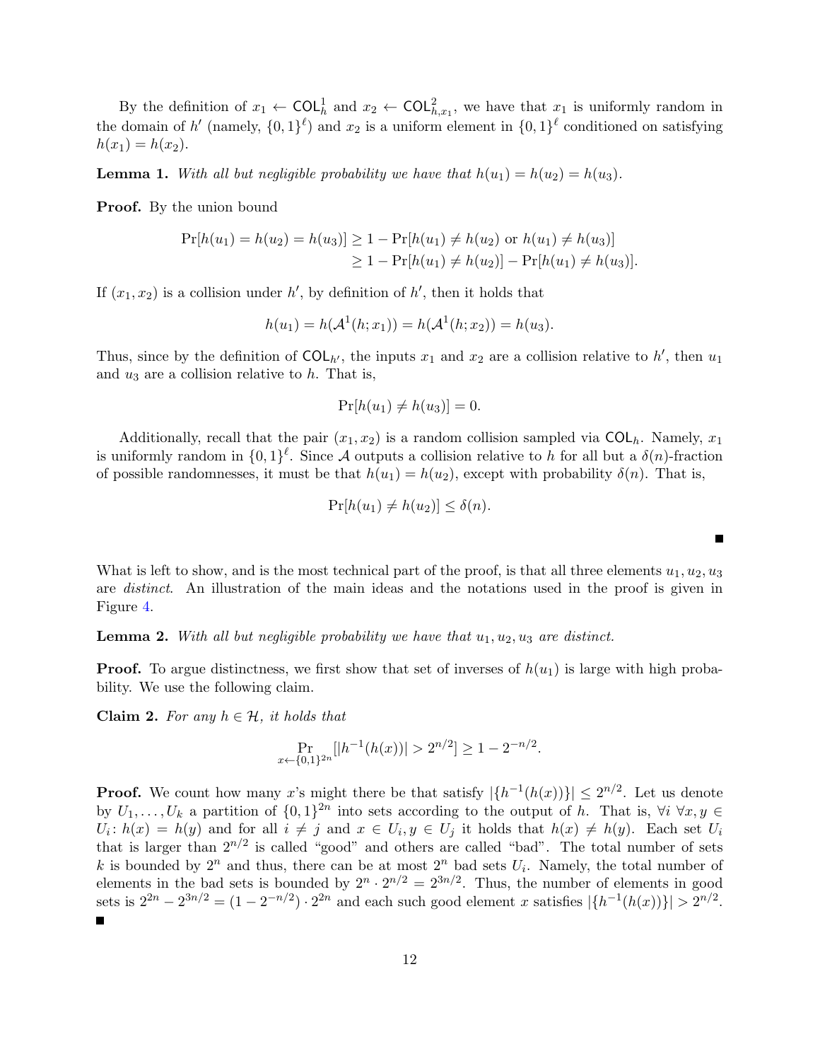By the definition of $x_1 \leftarrow \mathsf{COL}_h^1$ and $x_2 \leftarrow \mathsf{COL}_{h,x_1}^2$, we have that $x_1$ is uniformly random in the domain of $h'$ (namely, $\{0,1\}^\ell$) and $x_2$ is a uniform element in $\{0,1\}^\ell$ conditioned on satisfying $h(x_1) = h(x_2)$.

**Lemma 1.** *With all but negligible probability we have that $h(u_1) = h(u_2) = h(u_3)$.*

**Proof.** By the union bound

$$
\begin{aligned}
\Pr[h(u_1) = h(u_2) = h(u_3)] &\geq 1 - \Pr[h(u_1) \neq h(u_2) \text{ or } h(u_1) \neq h(u_3)] \\
&\geq 1 - \Pr[h(u_1) \neq h(u_2)] - \Pr[h(u_1) \neq h(u_3)].
\end{aligned}
$$

If $(x_1, x_2)$ is a collision under $h'$, by definition of $h'$, then it holds that

$$
h(u_1) = h(\mathcal{A}^1(h; x_1)) = h(\mathcal{A}^1(h; x_2)) = h(u_3).
$$

Thus, since by the definition of $\mathsf{COL}_{h'}$, the inputs $x_1$ and $x_2$ are a collision relative to $h'$, then $u_1$ and $u_3$ are a collision relative to $h$. That is,

$$
\Pr[h(u_1) \neq h(u_3)] = 0.
$$

Additionally, recall that the pair $(x_1, x_2)$ is a random collision sampled via $\mathsf{COL}_h$. Namely, $x_1$ is uniformly random in $\{0,1\}^\ell$. Since $\mathcal{A}$ outputs a collision relative to $h$ for all but a $\delta(n)$-fraction of possible randomnesses, it must be that $h(u_1) = h(u_2)$, except with probability $\delta(n)$. That is,

$$
\Pr[h(u_1) \neq h(u_2)] \leq \delta(n).
$$

■

What is left to show, and is the most technical part of the proof, is that all three elements $u_1, u_2, u_3$ are *distinct*. An illustration of the main ideas and the notations used in the proof is given in Figure 4.

**Lemma 2.** *With all but negligible probability we have that $u_1, u_2, u_3$ are distinct.*

**Proof.** To argue distinctness, we first show that set of inverses of $h(u_1)$ is large with high probability. We use the following claim.

**Claim 2.** *For any $h \in \mathcal{H}$, it holds that*

$$
\Pr_{x \leftarrow \{0,1\}^{2n}}[|h^{-1}(h(x))| > 2^{n/2}] \geq 1 - 2^{-n/2}.
$$

**Proof.** We count how many $x$'s might there be that satisfy $|\{h^{-1}(h(x))\}| \leq 2^{n/2}$. Let us denote by $U_1, \ldots, U_k$ a partition of $\{0,1\}^{2n}$ into sets according to the output of $h$. That is, $\forall i\ \forall x, y \in U_i$: $h(x) = h(y)$ and for all $i \neq j$ and $x \in U_i, y \in U_j$ it holds that $h(x) \neq h(y)$. Each set $U_i$ that is larger than $2^{n/2}$ is called "good" and others are called "bad". The total number of sets $k$ is bounded by $2^n$ and thus, there can be at most $2^n$ bad sets $U_i$. Namely, the total number of elements in the bad sets is bounded by $2^n \cdot 2^{n/2} = 2^{3n/2}$. Thus, the number of elements in good sets is $2^{2n} - 2^{3n/2} = (1 - 2^{-n/2}) \cdot 2^{2n}$ and each such good element $x$ satisfies $|\{h^{-1}(h(x))\}| > 2^{n/2}$.

■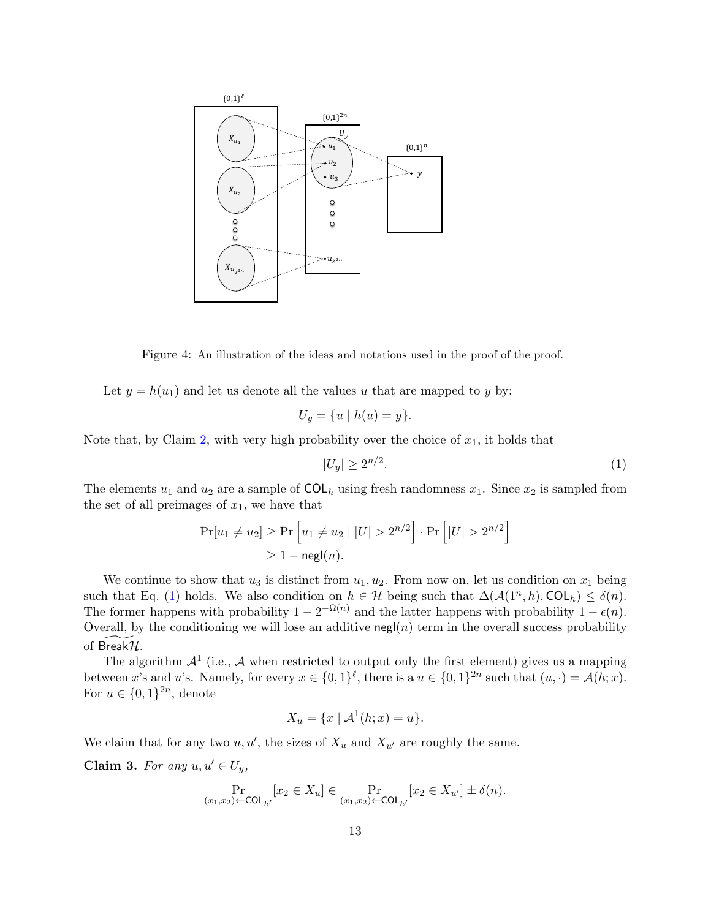Figure 4: An illustration of the ideas and notations used in the proof of the proof.

Let $y = h(u_1)$ and let us denote all the values $u$ that are mapped to $y$ by:

$$U_y = \{u \mid h(u) = y\}.$$

Note that, by Claim 2, with very high probability over the choice of $x_1$, it holds that

$$|U_y| \geq 2^{n/2}. \tag{1}$$

The elements $u_1$ and $u_2$ are a sample of $\mathsf{COL}_h$ using fresh randomness $x_1$. Since $x_2$ is sampled from the set of all preimages of $x_1$, we have that

$$\begin{aligned}
\Pr[u_1 \neq u_2] &\geq \Pr\left[u_1 \neq u_2 \mid |U| > 2^{n/2}\right] \cdot \Pr\left[|U| > 2^{n/2}\right] \\
&\geq 1 - \mathsf{negl}(n).
\end{aligned}$$

We continue to show that $u_3$ is distinct from $u_1, u_2$. From now on, let us condition on $x_1$ being such that Eq. (1) holds. We also condition on $h \in \mathcal{H}$ being such that $\Delta(\mathcal{A}(1^n, h), \mathsf{COL}_h) \leq \delta(n)$. The former happens with probability $1 - 2^{-\Omega(n)}$ and the latter happens with probability $1 - \epsilon(n)$. Overall, by the conditioning we will lose an additive $\mathsf{negl}(n)$ term in the overall success probability of $\widetilde{\mathsf{Break}\mathcal{H}}$.

The algorithm $\mathcal{A}^1$ (i.e., $\mathcal{A}$ when restricted to output only the first element) gives us a mapping between $x$'s and $u$'s. Namely, for every $x \in \{0,1\}^\ell$, there is a $u \in \{0,1\}^{2n}$ such that $(u, \cdot) = \mathcal{A}(h; x)$. For $u \in \{0,1\}^{2n}$, denote

$$X_u = \{x \mid \mathcal{A}^1(h; x) = u\}.$$

We claim that for any two $u, u'$, the sizes of $X_u$ and $X_{u'}$ are roughly the same.

**Claim 3.** *For any $u, u' \in U_y$,*

$$\Pr_{(x_1,x_2) \leftarrow \mathsf{COL}_{h'}}[x_2 \in X_u] \in \Pr_{(x_1,x_2) \leftarrow \mathsf{COL}_{h'}}[x_2 \in X_{u'}] \pm \delta(n).$$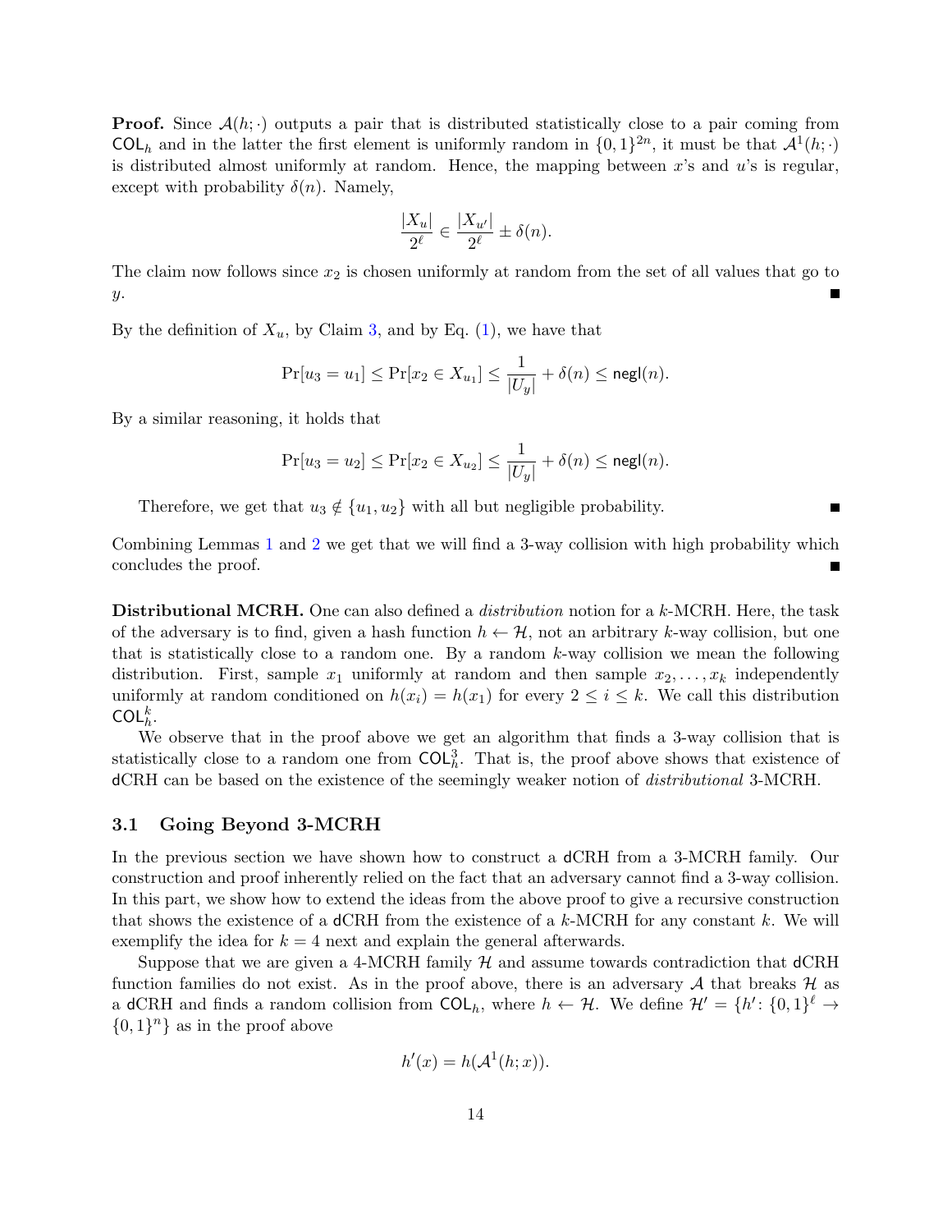**Proof.** Since $\mathcal{A}(h;\cdot)$ outputs a pair that is distributed statistically close to a pair coming from $\mathsf{COL}_h$ and in the latter the first element is uniformly random in $\{0,1\}^{2n}$, it must be that $\mathcal{A}^1(h;\cdot)$ is distributed almost uniformly at random. Hence, the mapping between $x$'s and $u$'s is regular, except with probability $\delta(n)$. Namely,

$$\frac{|X_u|}{2^\ell} \in \frac{|X_{u'}|}{2^\ell} \pm \delta(n).$$

The claim now follows since $x_2$ is chosen uniformly at random from the set of all values that go to $y$. ■

By the definition of $X_u$, by Claim 3, and by Eq. (1), we have that

$$\Pr[u_3 = u_1] \leq \Pr[x_2 \in X_{u_1}] \leq \frac{1}{|U_y|} + \delta(n) \leq \mathsf{negl}(n).$$

By a similar reasoning, it holds that

$$\Pr[u_3 = u_2] \leq \Pr[x_2 \in X_{u_2}] \leq \frac{1}{|U_y|} + \delta(n) \leq \mathsf{negl}(n).$$

Therefore, we get that $u_3 \notin \{u_1, u_2\}$ with all but negligible probability. ■

Combining Lemmas 1 and 2 we get that we will find a 3-way collision with high probability which concludes the proof. ■

**Distributional MCRH.** One can also defined a *distribution* notion for a $k$-MCRH. Here, the task of the adversary is to find, given a hash function $h \leftarrow \mathcal{H}$, not an arbitrary $k$-way collision, but one that is statistically close to a random one. By a random $k$-way collision we mean the following distribution. First, sample $x_1$ uniformly at random and then sample $x_2, \ldots, x_k$ independently uniformly at random conditioned on $h(x_i) = h(x_1)$ for every $2 \leq i \leq k$. We call this distribution $\mathsf{COL}_h^k$.

We observe that in the proof above we get an algorithm that finds a 3-way collision that is statistically close to a random one from $\mathsf{COL}_h^3$. That is, the proof above shows that existence of dCRH can be based on the existence of the seemingly weaker notion of *distributional* 3-MCRH.

## 3.1 Going Beyond 3-MCRH

In the previous section we have shown how to construct a dCRH from a 3-MCRH family. Our construction and proof inherently relied on the fact that an adversary cannot find a 3-way collision. In this part, we show how to extend the ideas from the above proof to give a recursive construction that shows the existence of a dCRH from the existence of a $k$-MCRH for any constant $k$. We will exemplify the idea for $k = 4$ next and explain the general afterwards.

Suppose that we are given a 4-MCRH family $\mathcal{H}$ and assume towards contradiction that dCRH function families do not exist. As in the proof above, there is an adversary $\mathcal{A}$ that breaks $\mathcal{H}$ as a dCRH and finds a random collision from $\mathsf{COL}_h$, where $h \leftarrow \mathcal{H}$. We define $\mathcal{H}' = \{h' \colon \{0,1\}^\ell \to \{0,1\}^n\}$ as in the proof above

$$h'(x) = h(\mathcal{A}^1(h; x)).$$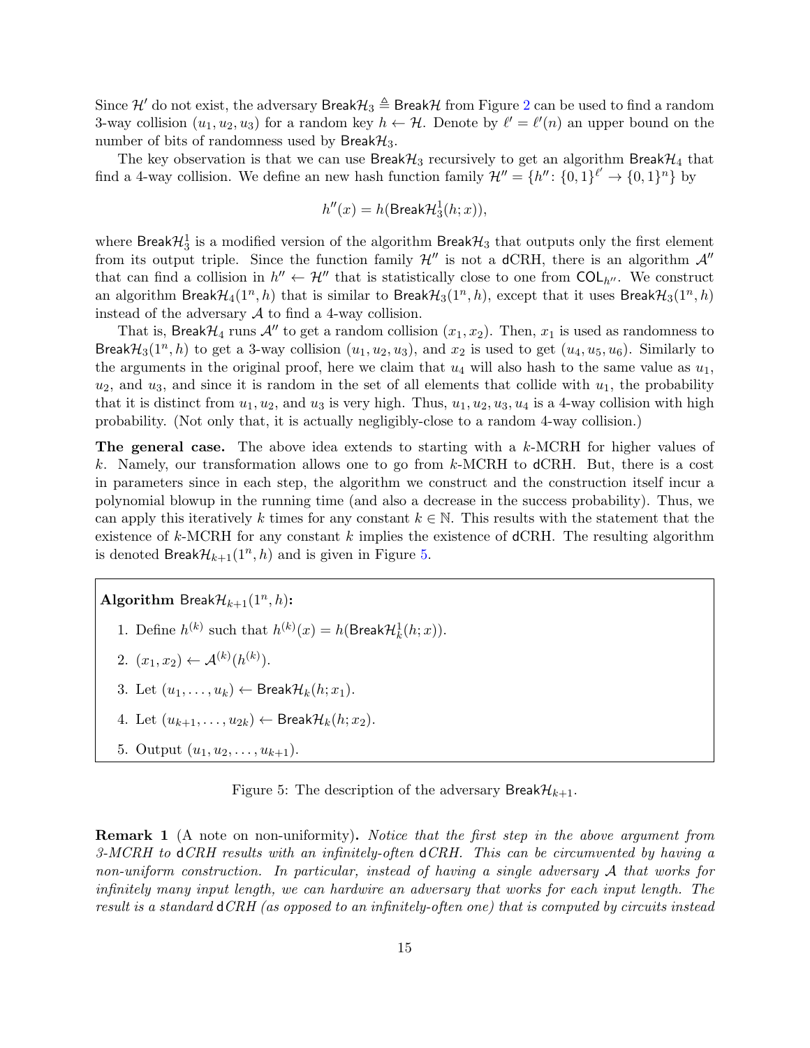Since $\mathcal{H}'$ do not exist, the adversary $\mathsf{Break}\mathcal{H}_3 \triangleq \mathsf{Break}\mathcal{H}$ from Figure 2 can be used to find a random 3-way collision $(u_1, u_2, u_3)$ for a random key $h \leftarrow \mathcal{H}$. Denote by $\ell' = \ell'(n)$ an upper bound on the number of bits of randomness used by $\mathsf{Break}\mathcal{H}_3$.

The key observation is that we can use $\mathsf{Break}\mathcal{H}_3$ recursively to get an algorithm $\mathsf{Break}\mathcal{H}_4$ that find a 4-way collision. We define an new hash function family $\mathcal{H}'' = \{h'' : \{0,1\}^{\ell'} \to \{0,1\}^n\}$ by

$$h''(x) = h(\mathsf{Break}\mathcal{H}_3^1(h; x)),$$

where $\mathsf{Break}\mathcal{H}_3^1$ is a modified version of the algorithm $\mathsf{Break}\mathcal{H}_3$ that outputs only the first element from its output triple. Since the function family $\mathcal{H}''$ is not a dCRH, there is an algorithm $\mathcal{A}''$ that can find a collision in $h'' \leftarrow \mathcal{H}''$ that is statistically close to one from $\mathsf{COL}_{h''}$. We construct an algorithm $\mathsf{Break}\mathcal{H}_4(1^n, h)$ that is similar to $\mathsf{Break}\mathcal{H}_3(1^n, h)$, except that it uses $\mathsf{Break}\mathcal{H}_3(1^n, h)$ instead of the adversary $\mathcal{A}$ to find a 4-way collision.

That is, $\mathsf{Break}\mathcal{H}_4$ runs $\mathcal{A}''$ to get a random collision $(x_1, x_2)$. Then, $x_1$ is used as randomness to $\mathsf{Break}\mathcal{H}_3(1^n, h)$ to get a 3-way collision $(u_1, u_2, u_3)$, and $x_2$ is used to get $(u_4, u_5, u_6)$. Similarly to the arguments in the original proof, here we claim that $u_4$ will also hash to the same value as $u_1$, $u_2$, and $u_3$, and since it is random in the set of all elements that collide with $u_1$, the probability that it is distinct from $u_1, u_2$, and $u_3$ is very high. Thus, $u_1, u_2, u_3, u_4$ is a 4-way collision with high probability. (Not only that, it is actually negligibly-close to a random 4-way collision.)

**The general case.** The above idea extends to starting with a $k$-MCRH for higher values of $k$. Namely, our transformation allows one to go from $k$-MCRH to dCRH. But, there is a cost in parameters since in each step, the algorithm we construct and the construction itself incur a polynomial blowup in the running time (and also a decrease in the success probability). Thus, we can apply this iteratively $k$ times for any constant $k \in \mathbb{N}$. This results with the statement that the existence of $k$-MCRH for any constant $k$ implies the existence of dCRH. The resulting algorithm is denoted $\mathsf{Break}\mathcal{H}_{k+1}(1^n, h)$ and is given in Figure 5.

---

**Algorithm** $\mathsf{Break}\mathcal{H}_{k+1}(1^n, h)$**:**

1. Define $h^{(k)}$ such that $h^{(k)}(x) = h(\mathsf{Break}\mathcal{H}_k^1(h; x))$.
2. $(x_1, x_2) \leftarrow \mathcal{A}^{(k)}(h^{(k)})$.
3. Let $(u_1, \ldots, u_k) \leftarrow \mathsf{Break}\mathcal{H}_k(h; x_1)$.
4. Let $(u_{k+1}, \ldots, u_{2k}) \leftarrow \mathsf{Break}\mathcal{H}_k(h; x_2)$.
5. Output $(u_1, u_2, \ldots, u_{k+1})$.

---

Figure 5: The description of the adversary $\mathsf{Break}\mathcal{H}_{k+1}$.

**Remark 1** (A note on non-uniformity)**.** *Notice that the first step in the above argument from 3-MCRH to* d*CRH results with an infinitely-often* d*CRH. This can be circumvented by having a non-uniform construction. In particular, instead of having a single adversary $\mathcal{A}$ that works for infinitely many input length, we can hardwire an adversary that works for each input length. The result is a standard* d*CRH (as opposed to an infinitely-often one) that is computed by circuits instead*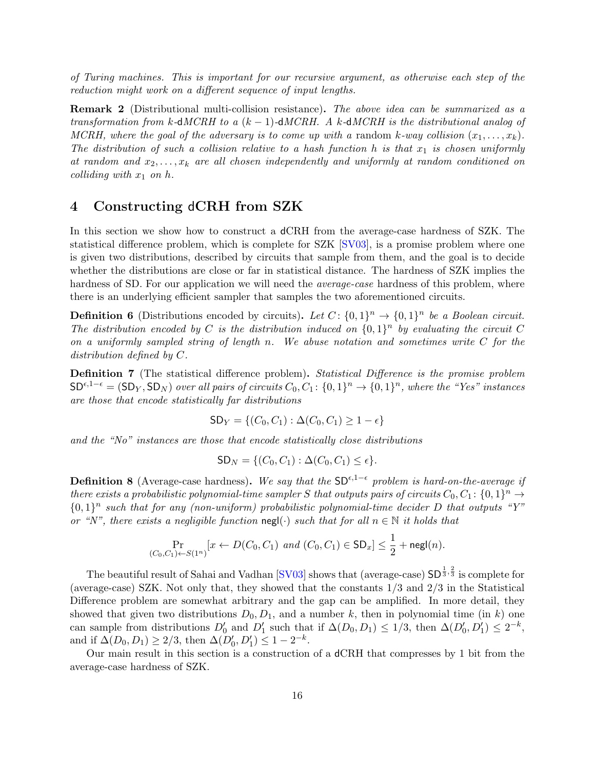*of Turing machines. This is important for our recursive argument, as otherwise each step of the reduction might work on a different sequence of input lengths.*

**Remark 2** (Distributional multi-collision resistance)**.** *The above idea can be summarized as a transformation from $k$-dMCRH to a $(k-1)$-dMCRH. A $k$-dMCRH is the distributional analog of MCRH, where the goal of the adversary is to come up with a* random *$k$-way collision $(x_1, \ldots, x_k)$. The distribution of such a collision relative to a hash function $h$ is that $x_1$ is chosen uniformly at random and $x_2, \ldots, x_k$ are all chosen independently and uniformly at random conditioned on colliding with $x_1$ on $h$.*

## 4 Constructing dCRH from SZK

In this section we show how to construct a dCRH from the average-case hardness of SZK. The statistical difference problem, which is complete for SZK [SV03], is a promise problem where one is given two distributions, described by circuits that sample from them, and the goal is to decide whether the distributions are close or far in statistical distance. The hardness of SZK implies the hardness of SD. For our application we will need the *average-case* hardness of this problem, where there is an underlying efficient sampler that samples the two aforementioned circuits.

**Definition 6** (Distributions encoded by circuits)**.** *Let $C\colon \{0,1\}^n \to \{0,1\}^n$ be a Boolean circuit. The distribution encoded by $C$ is the distribution induced on $\{0,1\}^n$ by evaluating the circuit $C$ on a uniformly sampled string of length $n$. We abuse notation and sometimes write $C$ for the distribution defined by $C$.*

**Definition 7** (The statistical difference problem)**.** *Statistical Difference is the promise problem $\mathsf{SD}^{\epsilon,1-\epsilon} = (\mathsf{SD}_Y, \mathsf{SD}_N)$ over all pairs of circuits $C_0, C_1\colon \{0,1\}^n \to \{0,1\}^n$, where the "Yes" instances are those that encode statistically far distributions*

$$\mathsf{SD}_Y = \{(C_0, C_1) : \Delta(C_0, C_1) \geq 1 - \epsilon\}$$

*and the "No" instances are those that encode statistically close distributions*

$$\mathsf{SD}_N = \{(C_0, C_1) : \Delta(C_0, C_1) \leq \epsilon\}.$$

**Definition 8** (Average-case hardness)**.** *We say that the $\mathsf{SD}^{\epsilon,1-\epsilon}$ problem is hard-on-the-average if there exists a probabilistic polynomial-time sampler $S$ that outputs pairs of circuits $C_0, C_1\colon \{0,1\}^n \to \{0,1\}^n$ such that for any (non-uniform) probabilistic polynomial-time decider $D$ that outputs "Y" or "N", there exists a negligible function $\mathsf{negl}(\cdot)$ such that for all $n \in \mathbb{N}$ it holds that*

$$\Pr_{(C_0,C_1)\leftarrow S(1^n)}[x \leftarrow D(C_0, C_1) \text{ and } (C_0, C_1) \in \mathsf{SD}_x] \leq \frac{1}{2} + \mathsf{negl}(n).$$

The beautiful result of Sahai and Vadhan [SV03] shows that (average-case) $\mathsf{SD}^{\frac{1}{3},\frac{2}{3}}$ is complete for (average-case) SZK. Not only that, they showed that the constants $1/3$ and $2/3$ in the Statistical Difference problem are somewhat arbitrary and the gap can be amplified. In more detail, they showed that given two distributions $D_0, D_1$, and a number $k$, then in polynomial time (in $k$) one can sample from distributions $D_0'$ and $D_1'$ such that if $\Delta(D_0, D_1) \leq 1/3$, then $\Delta(D_0', D_1') \leq 2^{-k}$, and if $\Delta(D_0, D_1) \geq 2/3$, then $\Delta(D_0', D_1') \leq 1 - 2^{-k}$.

Our main result in this section is a construction of a dCRH that compresses by 1 bit from the average-case hardness of SZK.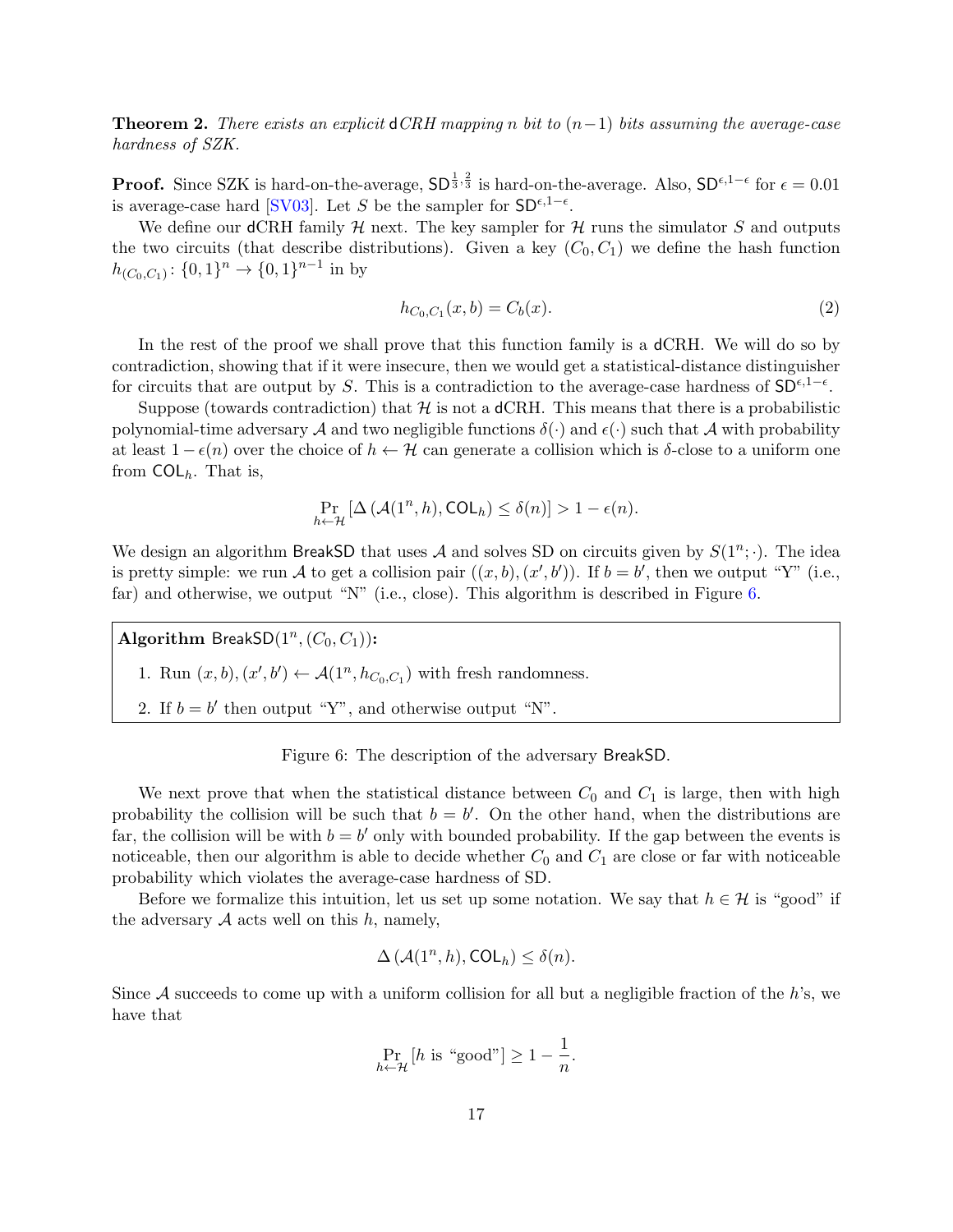**Theorem 2.** *There exists an explicit* dCRH *mapping $n$ bit to $(n-1)$ bits assuming the average-case hardness of SZK.*

**Proof.** Since SZK is hard-on-the-average, $\mathsf{SD}^{\frac{1}{3},\frac{2}{3}}$ is hard-on-the-average. Also, $\mathsf{SD}^{\epsilon,1-\epsilon}$ for $\epsilon = 0.01$ is average-case hard [SV03]. Let $S$ be the sampler for $\mathsf{SD}^{\epsilon,1-\epsilon}$.

We define our dCRH family $\mathcal{H}$ next. The key sampler for $\mathcal{H}$ runs the simulator $S$ and outputs the two circuits (that describe distributions). Given a key $(C_0, C_1)$ we define the hash function $h_{(C_0,C_1)} \colon \{0,1\}^n \to \{0,1\}^{n-1}$ in by

$$h_{C_0,C_1}(x, b) = C_b(x). \tag{2}$$

In the rest of the proof we shall prove that this function family is a dCRH. We will do so by contradiction, showing that if it were insecure, then we would get a statistical-distance distinguisher for circuits that are output by $S$. This is a contradiction to the average-case hardness of $\mathsf{SD}^{\epsilon,1-\epsilon}$.

Suppose (towards contradiction) that $\mathcal{H}$ is not a dCRH. This means that there is a probabilistic polynomial-time adversary $\mathcal{A}$ and two negligible functions $\delta(\cdot)$ and $\epsilon(\cdot)$ such that $\mathcal{A}$ with probability at least $1 - \epsilon(n)$ over the choice of $h \leftarrow \mathcal{H}$ can generate a collision which is $\delta$-close to a uniform one from $\mathsf{COL}_h$. That is,

$$\Pr_{h \leftarrow \mathcal{H}}\left[\Delta\left(\mathcal{A}(1^n, h), \mathsf{COL}_h\right) \leq \delta(n)\right] > 1 - \epsilon(n).$$

We design an algorithm $\mathsf{BreakSD}$ that uses $\mathcal{A}$ and solves SD on circuits given by $S(1^n; \cdot)$. The idea is pretty simple: we run $\mathcal{A}$ to get a collision pair $((x, b), (x', b'))$. If $b = b'$, then we output "Y" (i.e., far) and otherwise, we output "N" (i.e., close). This algorithm is described in Figure 6.

**Algorithm** $\mathsf{BreakSD}(1^n, (C_0, C_1))$**:**

1. Run $(x, b), (x', b') \leftarrow \mathcal{A}(1^n, h_{C_0,C_1})$ with fresh randomness.
2. If $b = b'$ then output "Y", and otherwise output "N".

Figure 6: The description of the adversary $\mathsf{BreakSD}$.

We next prove that when the statistical distance between $C_0$ and $C_1$ is large, then with high probability the collision will be such that $b = b'$. On the other hand, when the distributions are far, the collision will be with $b = b'$ only with bounded probability. If the gap between the events is noticeable, then our algorithm is able to decide whether $C_0$ and $C_1$ are close or far with noticeable probability which violates the average-case hardness of SD.

Before we formalize this intuition, let us set up some notation. We say that $h \in \mathcal{H}$ is "good" if the adversary $\mathcal{A}$ acts well on this $h$, namely,

$$\Delta\left(\mathcal{A}(1^n, h), \mathsf{COL}_h\right) \leq \delta(n).$$

Since $\mathcal{A}$ succeeds to come up with a uniform collision for all but a negligible fraction of the $h$'s, we have that

$$\Pr_{h \leftarrow \mathcal{H}}\left[h \text{ is "good"}\right] \geq 1 - \frac{1}{n}.$$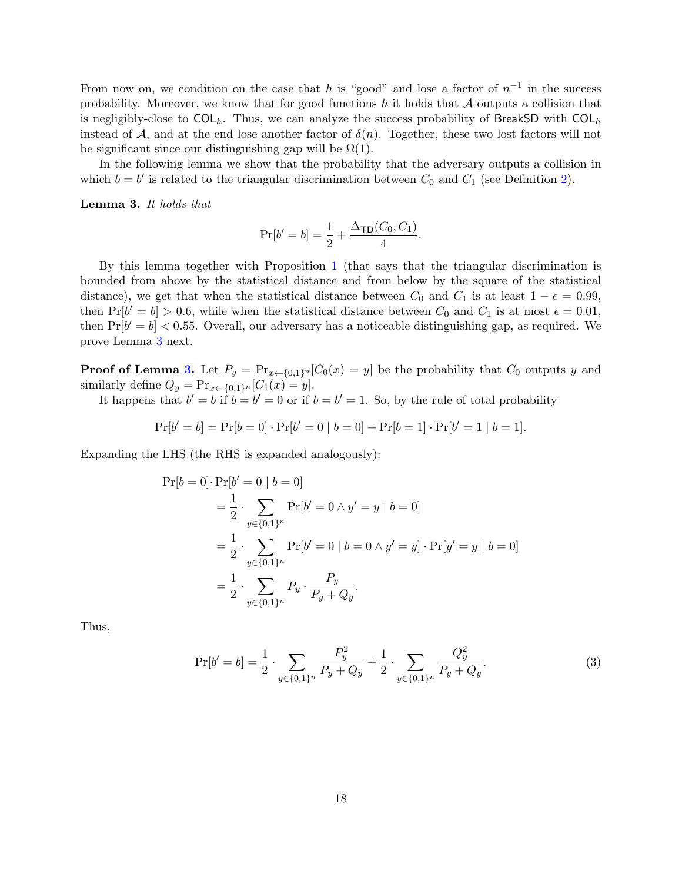From now on, we condition on the case that $h$ is "good" and lose a factor of $n^{-1}$ in the success probability. Moreover, we know that for good functions $h$ it holds that $\mathcal{A}$ outputs a collision that is negligibly-close to $\mathsf{COL}_h$. Thus, we can analyze the success probability of $\mathsf{BreakSD}$ with $\mathsf{COL}_h$ instead of $\mathcal{A}$, and at the end lose another factor of $\delta(n)$. Together, these two lost factors will not be significant since our distinguishing gap will be $\Omega(1)$.

In the following lemma we show that the probability that the adversary outputs a collision in which $b = b'$ is related to the triangular discrimination between $C_0$ and $C_1$ (see Definition 2).

**Lemma 3.** *It holds that*

$$\Pr[b' = b] = \frac{1}{2} + \frac{\Delta_{\mathsf{TD}}(C_0, C_1)}{4}.$$

By this lemma together with Proposition 1 (that says that the triangular discrimination is bounded from above by the statistical distance and from below by the square of the statistical distance), we get that when the statistical distance between $C_0$ and $C_1$ is at least $1 - \epsilon = 0.99$, then $\Pr[b' = b] > 0.6$, while when the statistical distance between $C_0$ and $C_1$ is at most $\epsilon = 0.01$, then $\Pr[b' = b] < 0.55$. Overall, our adversary has a noticeable distinguishing gap, as required. We prove Lemma 3 next.

**Proof of Lemma 3.** Let $P_y = \Pr_{x \leftarrow \{0,1\}^n}[C_0(x) = y]$ be the probability that $C_0$ outputs $y$ and similarly define $Q_y = \Pr_{x \leftarrow \{0,1\}^n}[C_1(x) = y]$.

It happens that $b' = b$ if $b = b' = 0$ or if $b = b' = 1$. So, by the rule of total probability

$$\Pr[b' = b] = \Pr[b = 0] \cdot \Pr[b' = 0 \mid b = 0] + \Pr[b = 1] \cdot \Pr[b' = 1 \mid b = 1].$$

Expanding the LHS (the RHS is expanded analogously):

$$\begin{aligned}
\Pr[b = 0] \cdot & \Pr[b' = 0 \mid b = 0] \\
&= \frac{1}{2} \cdot \sum_{y \in \{0,1\}^n} \Pr[b' = 0 \wedge y' = y \mid b = 0] \\
&= \frac{1}{2} \cdot \sum_{y \in \{0,1\}^n} \Pr[b' = 0 \mid b = 0 \wedge y' = y] \cdot \Pr[y' = y \mid b = 0] \\
&= \frac{1}{2} \cdot \sum_{y \in \{0,1\}^n} P_y \cdot \frac{P_y}{P_y + Q_y}.
\end{aligned}$$

Thus,

$$\Pr[b' = b] = \frac{1}{2} \cdot \sum_{y \in \{0,1\}^n} \frac{P_y^2}{P_y + Q_y} + \frac{1}{2} \cdot \sum_{y \in \{0,1\}^n} \frac{Q_y^2}{P_y + Q_y}. \tag{3}$$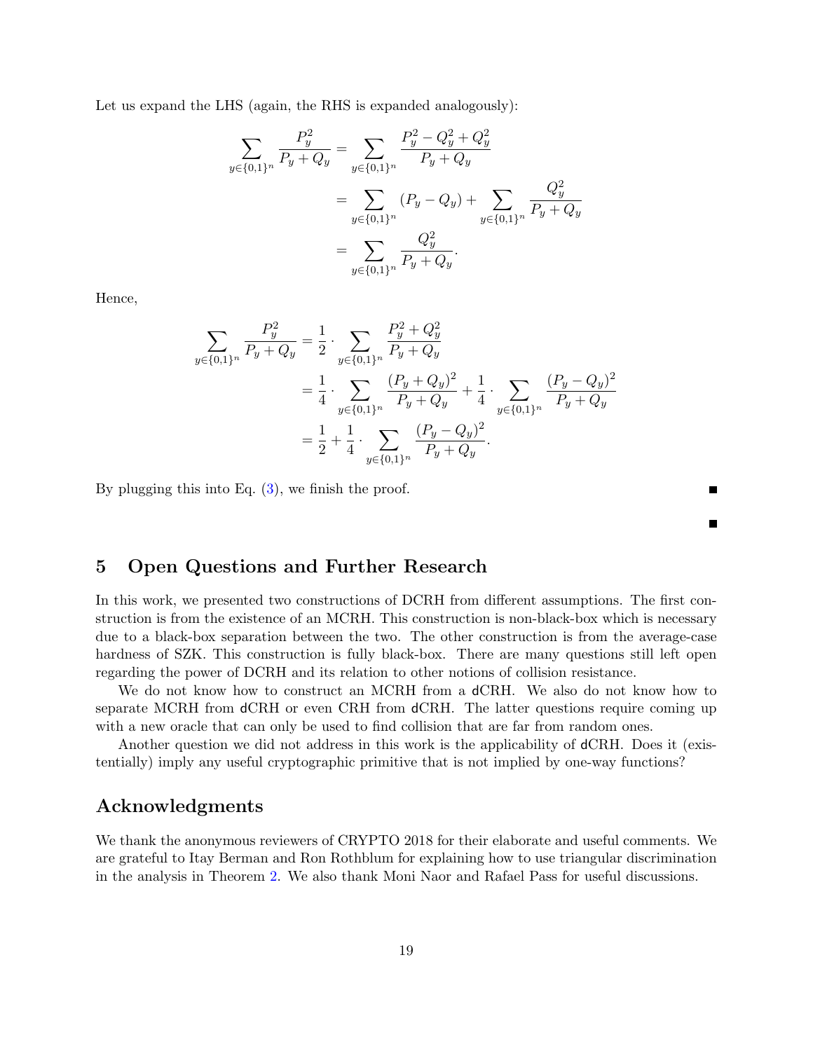Let us expand the LHS (again, the RHS is expanded analogously):

$$\begin{aligned}
\sum_{y\in\{0,1\}^n} \frac{P_y^2}{P_y+Q_y} &= \sum_{y\in\{0,1\}^n} \frac{P_y^2 - Q_y^2 + Q_y^2}{P_y+Q_y} \\
&= \sum_{y\in\{0,1\}^n} (P_y - Q_y) + \sum_{y\in\{0,1\}^n} \frac{Q_y^2}{P_y+Q_y} \\
&= \sum_{y\in\{0,1\}^n} \frac{Q_y^2}{P_y+Q_y}.
\end{aligned}$$

Hence,

$$\begin{aligned}
\sum_{y\in\{0,1\}^n} \frac{P_y^2}{P_y+Q_y} &= \frac{1}{2}\cdot \sum_{y\in\{0,1\}^n} \frac{P_y^2 + Q_y^2}{P_y+Q_y} \\
&= \frac{1}{4}\cdot \sum_{y\in\{0,1\}^n} \frac{(P_y+Q_y)^2}{P_y+Q_y} + \frac{1}{4}\cdot \sum_{y\in\{0,1\}^n} \frac{(P_y-Q_y)^2}{P_y+Q_y} \\
&= \frac{1}{2} + \frac{1}{4}\cdot \sum_{y\in\{0,1\}^n} \frac{(P_y-Q_y)^2}{P_y+Q_y}.
\end{aligned}$$

By plugging this into Eq. (3), we finish the proof. ∎

∎

## 5 Open Questions and Further Research

In this work, we presented two constructions of DCRH from different assumptions. The first construction is from the existence of an MCRH. This construction is non-black-box which is necessary due to a black-box separation between the two. The other construction is from the average-case hardness of SZK. This construction is fully black-box. There are many questions still left open regarding the power of DCRH and its relation to other notions of collision resistance.

We do not know how to construct an MCRH from a dCRH. We also do not know how to separate MCRH from dCRH or even CRH from dCRH. The latter questions require coming up with a new oracle that can only be used to find collision that are far from random ones.

Another question we did not address in this work is the applicability of dCRH. Does it (existentially) imply any useful cryptographic primitive that is not implied by one-way functions?

## Acknowledgments

We thank the anonymous reviewers of CRYPTO 2018 for their elaborate and useful comments. We are grateful to Itay Berman and Ron Rothblum for explaining how to use triangular discrimination in the analysis in Theorem 2. We also thank Moni Naor and Rafael Pass for useful discussions.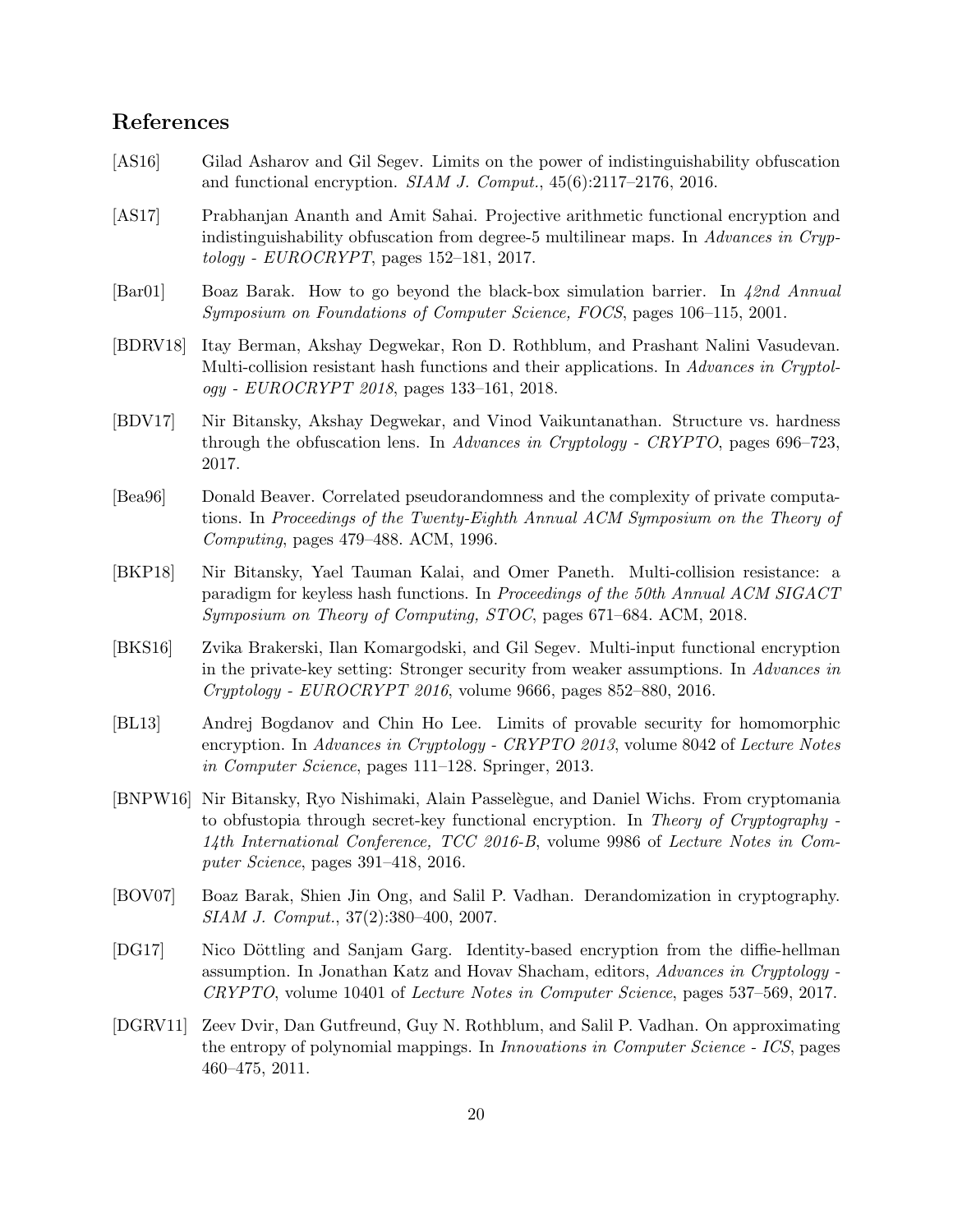## References

[AS16] Gilad Asharov and Gil Segev. Limits on the power of indistinguishability obfuscation and functional encryption. *SIAM J. Comput.*, 45(6):2117–2176, 2016.

[AS17] Prabhanjan Ananth and Amit Sahai. Projective arithmetic functional encryption and indistinguishability obfuscation from degree-5 multilinear maps. In *Advances in Cryptology - EUROCRYPT*, pages 152–181, 2017.

[Bar01] Boaz Barak. How to go beyond the black-box simulation barrier. In *42nd Annual Symposium on Foundations of Computer Science, FOCS*, pages 106–115, 2001.

[BDRV18] Itay Berman, Akshay Degwekar, Ron D. Rothblum, and Prashant Nalini Vasudevan. Multi-collision resistant hash functions and their applications. In *Advances in Cryptology - EUROCRYPT 2018*, pages 133–161, 2018.

[BDV17] Nir Bitansky, Akshay Degwekar, and Vinod Vaikuntanathan. Structure vs. hardness through the obfuscation lens. In *Advances in Cryptology - CRYPTO*, pages 696–723, 2017.

[Bea96] Donald Beaver. Correlated pseudorandomness and the complexity of private computations. In *Proceedings of the Twenty-Eighth Annual ACM Symposium on the Theory of Computing*, pages 479–488. ACM, 1996.

[BKP18] Nir Bitansky, Yael Tauman Kalai, and Omer Paneth. Multi-collision resistance: a paradigm for keyless hash functions. In *Proceedings of the 50th Annual ACM SIGACT Symposium on Theory of Computing, STOC*, pages 671–684. ACM, 2018.

[BKS16] Zvika Brakerski, Ilan Komargodski, and Gil Segev. Multi-input functional encryption in the private-key setting: Stronger security from weaker assumptions. In *Advances in Cryptology - EUROCRYPT 2016*, volume 9666, pages 852–880, 2016.

[BL13] Andrej Bogdanov and Chin Ho Lee. Limits of provable security for homomorphic encryption. In *Advances in Cryptology - CRYPTO 2013*, volume 8042 of *Lecture Notes in Computer Science*, pages 111–128. Springer, 2013.

[BNPW16] Nir Bitansky, Ryo Nishimaki, Alain Passelègue, and Daniel Wichs. From cryptomania to obfustopia through secret-key functional encryption. In *Theory of Cryptography - 14th International Conference, TCC 2016-B*, volume 9986 of *Lecture Notes in Computer Science*, pages 391–418, 2016.

[BOV07] Boaz Barak, Shien Jin Ong, and Salil P. Vadhan. Derandomization in cryptography. *SIAM J. Comput.*, 37(2):380–400, 2007.

[DG17] Nico Döttling and Sanjam Garg. Identity-based encryption from the diffie-hellman assumption. In Jonathan Katz and Hovav Shacham, editors, *Advances in Cryptology - CRYPTO*, volume 10401 of *Lecture Notes in Computer Science*, pages 537–569, 2017.

[DGRV11] Zeev Dvir, Dan Gutfreund, Guy N. Rothblum, and Salil P. Vadhan. On approximating the entropy of polynomial mappings. In *Innovations in Computer Science - ICS*, pages 460–475, 2011.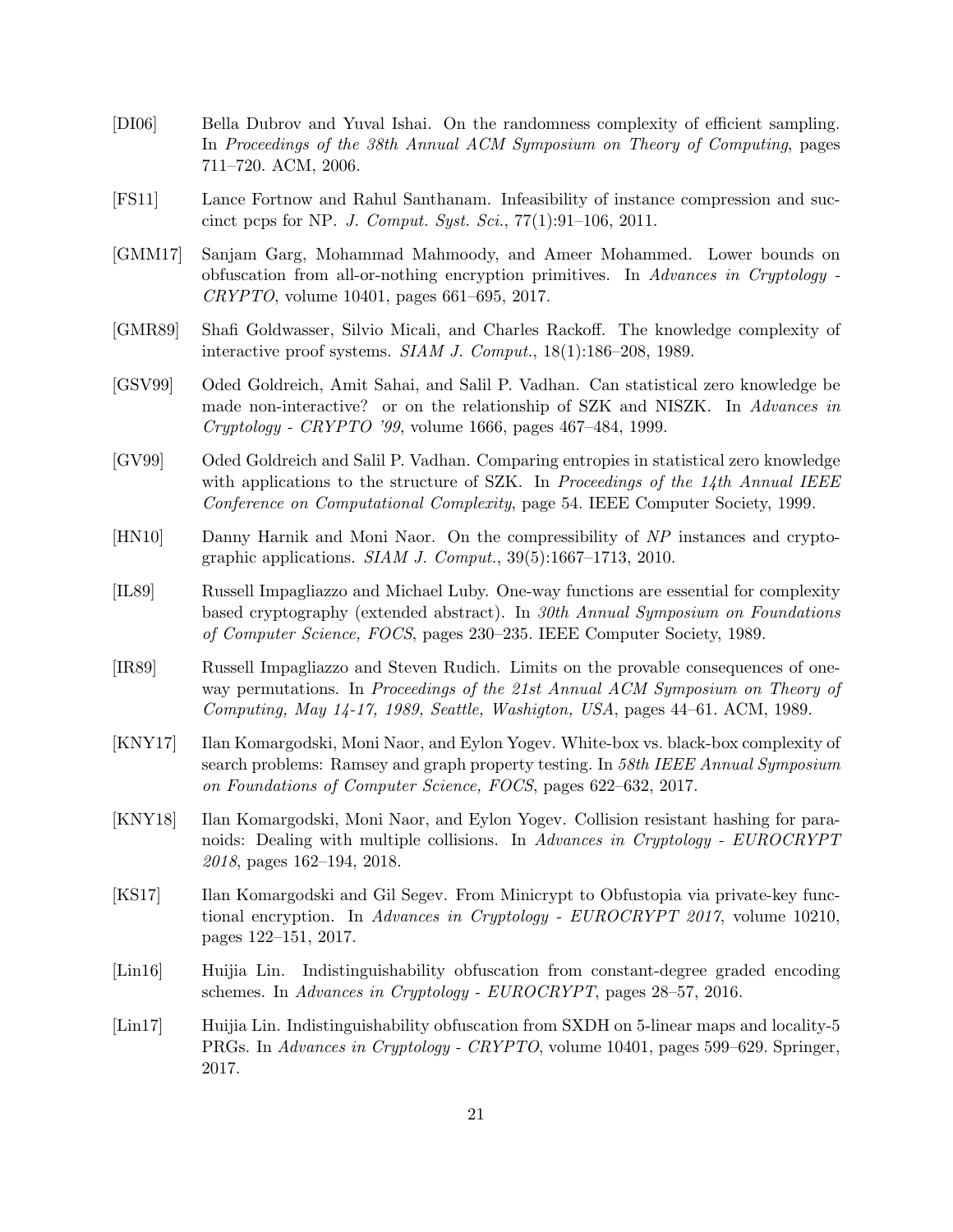[DI06] Bella Dubrov and Yuval Ishai. On the randomness complexity of efficient sampling. In *Proceedings of the 38th Annual ACM Symposium on Theory of Computing*, pages 711–720. ACM, 2006.

[FS11] Lance Fortnow and Rahul Santhanam. Infeasibility of instance compression and succinct pcps for NP. *J. Comput. Syst. Sci.*, 77(1):91–106, 2011.

[GMM17] Sanjam Garg, Mohammad Mahmoody, and Ameer Mohammed. Lower bounds on obfuscation from all-or-nothing encryption primitives. In *Advances in Cryptology - CRYPTO*, volume 10401, pages 661–695, 2017.

[GMR89] Shafi Goldwasser, Silvio Micali, and Charles Rackoff. The knowledge complexity of interactive proof systems. *SIAM J. Comput.*, 18(1):186–208, 1989.

[GSV99] Oded Goldreich, Amit Sahai, and Salil P. Vadhan. Can statistical zero knowledge be made non-interactive? or on the relationship of SZK and NISZK. In *Advances in Cryptology - CRYPTO '99*, volume 1666, pages 467–484, 1999.

[GV99] Oded Goldreich and Salil P. Vadhan. Comparing entropies in statistical zero knowledge with applications to the structure of SZK. In *Proceedings of the 14th Annual IEEE Conference on Computational Complexity*, page 54. IEEE Computer Society, 1999.

[HN10] Danny Harnik and Moni Naor. On the compressibility of *NP* instances and cryptographic applications. *SIAM J. Comput.*, 39(5):1667–1713, 2010.

[IL89] Russell Impagliazzo and Michael Luby. One-way functions are essential for complexity based cryptography (extended abstract). In *30th Annual Symposium on Foundations of Computer Science, FOCS*, pages 230–235. IEEE Computer Society, 1989.

[IR89] Russell Impagliazzo and Steven Rudich. Limits on the provable consequences of one-way permutations. In *Proceedings of the 21st Annual ACM Symposium on Theory of Computing, May 14-17, 1989, Seattle, Washigton, USA*, pages 44–61. ACM, 1989.

[KNY17] Ilan Komargodski, Moni Naor, and Eylon Yogev. White-box vs. black-box complexity of search problems: Ramsey and graph property testing. In *58th IEEE Annual Symposium on Foundations of Computer Science, FOCS*, pages 622–632, 2017.

[KNY18] Ilan Komargodski, Moni Naor, and Eylon Yogev. Collision resistant hashing for paranoids: Dealing with multiple collisions. In *Advances in Cryptology - EUROCRYPT 2018*, pages 162–194, 2018.

[KS17] Ilan Komargodski and Gil Segev. From Minicrypt to Obfustopia via private-key functional encryption. In *Advances in Cryptology - EUROCRYPT 2017*, volume 10210, pages 122–151, 2017.

[Lin16] Huijia Lin. Indistinguishability obfuscation from constant-degree graded encoding schemes. In *Advances in Cryptology - EUROCRYPT*, pages 28–57, 2016.

[Lin17] Huijia Lin. Indistinguishability obfuscation from SXDH on 5-linear maps and locality-5 PRGs. In *Advances in Cryptology - CRYPTO*, volume 10401, pages 599–629. Springer, 2017.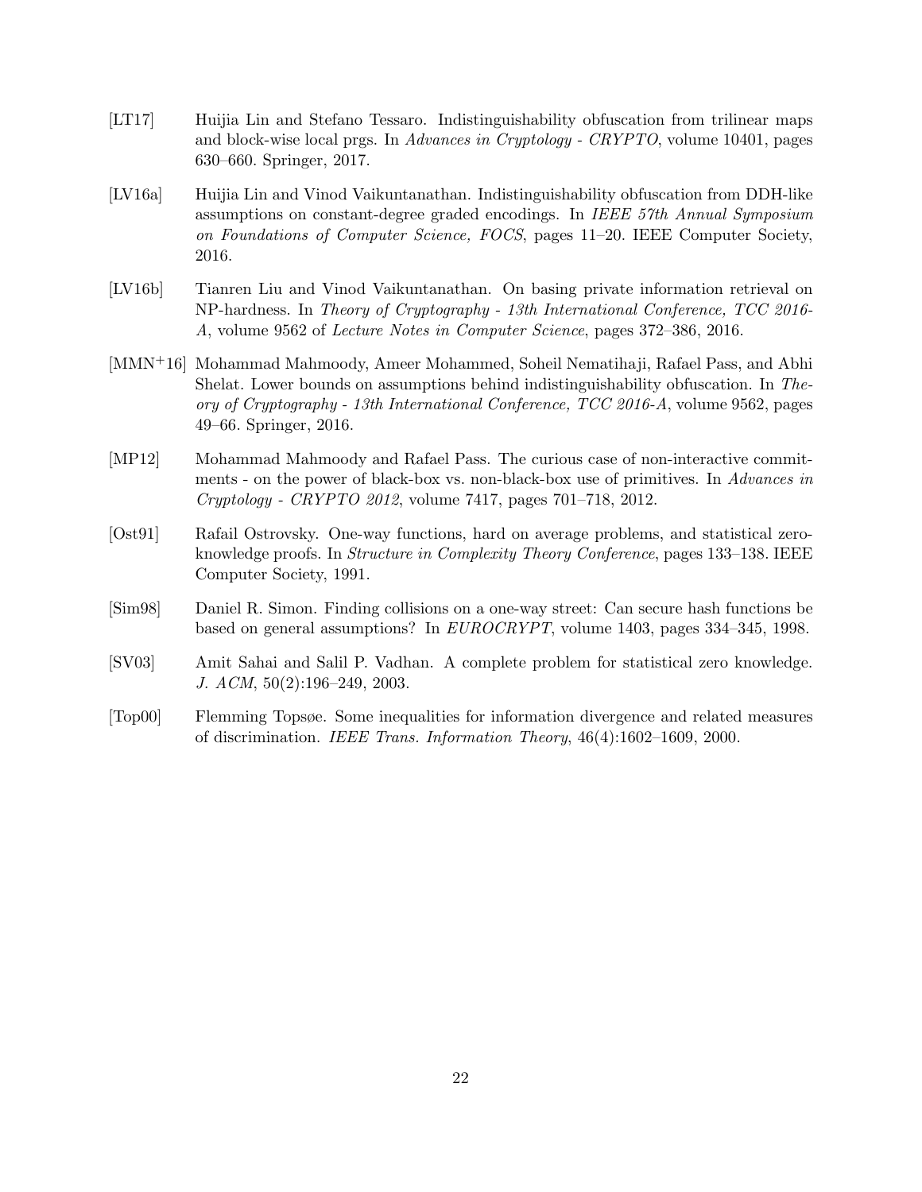[LT17] Huijia Lin and Stefano Tessaro. Indistinguishability obfuscation from trilinear maps and block-wise local prgs. In *Advances in Cryptology - CRYPTO*, volume 10401, pages 630–660. Springer, 2017.

[LV16a] Huijia Lin and Vinod Vaikuntanathan. Indistinguishability obfuscation from DDH-like assumptions on constant-degree graded encodings. In *IEEE 57th Annual Symposium on Foundations of Computer Science, FOCS*, pages 11–20. IEEE Computer Society, 2016.

[LV16b] Tianren Liu and Vinod Vaikuntanathan. On basing private information retrieval on NP-hardness. In *Theory of Cryptography - 13th International Conference, TCC 2016-A*, volume 9562 of *Lecture Notes in Computer Science*, pages 372–386, 2016.

[MMN+16] Mohammad Mahmoody, Ameer Mohammed, Soheil Nematihaji, Rafael Pass, and Abhi Shelat. Lower bounds on assumptions behind indistinguishability obfuscation. In *Theory of Cryptography - 13th International Conference, TCC 2016-A*, volume 9562, pages 49–66. Springer, 2016.

[MP12] Mohammad Mahmoody and Rafael Pass. The curious case of non-interactive commitments - on the power of black-box vs. non-black-box use of primitives. In *Advances in Cryptology - CRYPTO 2012*, volume 7417, pages 701–718, 2012.

[Ost91] Rafail Ostrovsky. One-way functions, hard on average problems, and statistical zero-knowledge proofs. In *Structure in Complexity Theory Conference*, pages 133–138. IEEE Computer Society, 1991.

[Sim98] Daniel R. Simon. Finding collisions on a one-way street: Can secure hash functions be based on general assumptions? In *EUROCRYPT*, volume 1403, pages 334–345, 1998.

[SV03] Amit Sahai and Salil P. Vadhan. A complete problem for statistical zero knowledge. *J. ACM*, 50(2):196–249, 2003.

[Top00] Flemming Topsøe. Some inequalities for information divergence and related measures of discrimination. *IEEE Trans. Information Theory*, 46(4):1602–1609, 2000.